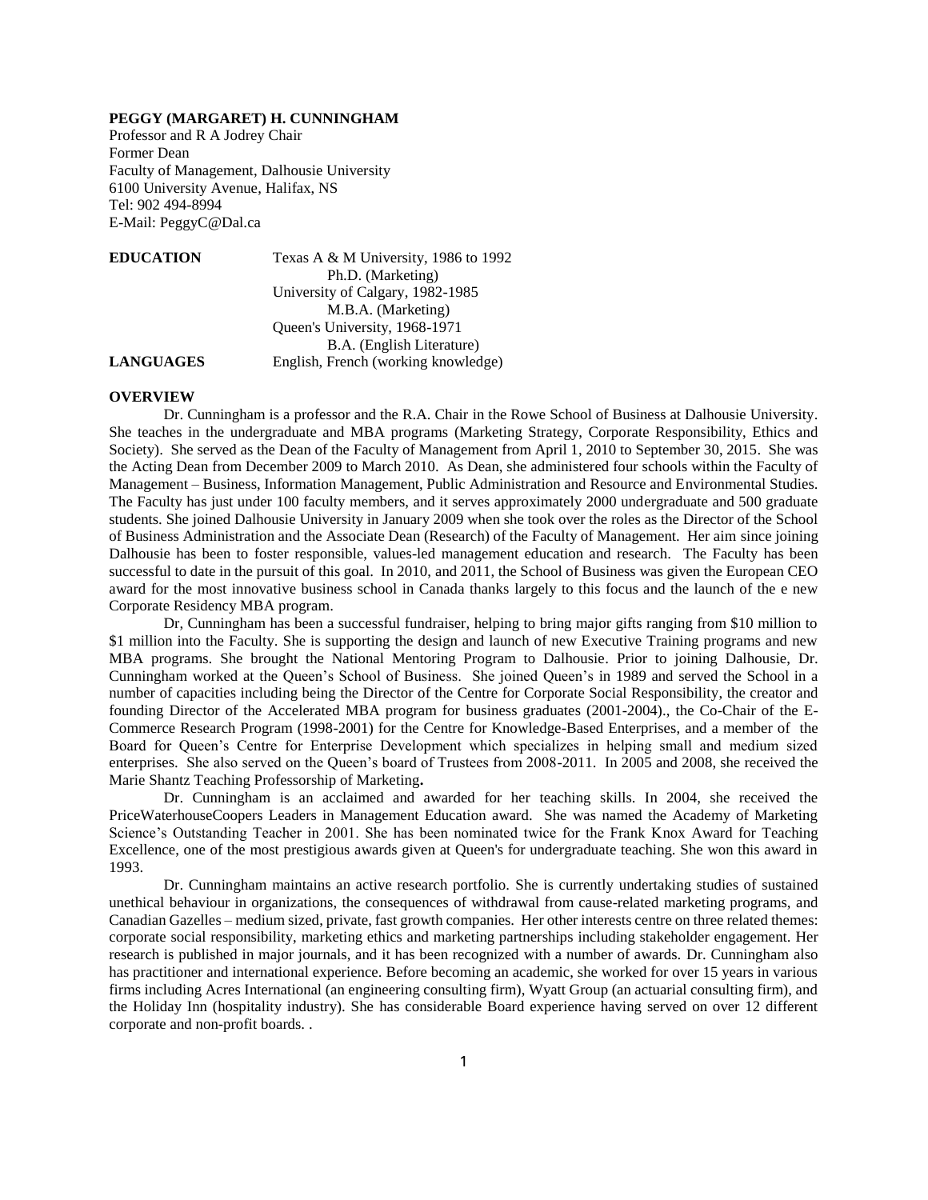**PEGGY (MARGARET) H. CUNNINGHAM**
Professor and R A Jodrey Chair
Former Dean
Faculty of Management, Dalhousie University
6100 University Avenue, Halifax, NS
Tel: 902 494-8994
E-Mail: PeggyC@Dal.ca

| | |
|---|---|
| **EDUCATION** | Texas A & M University, 1986 to 1992 |
| | Ph.D. (Marketing) |
| | University of Calgary, 1982-1985 |
| | M.B.A. (Marketing) |
| | Queen's University, 1968-1971 |
| | B.A. (English Literature) |
| **LANGUAGES** | English, French (working knowledge) |

**OVERVIEW**

Dr. Cunningham is a professor and the R.A. Chair in the Rowe School of Business at Dalhousie University. She teaches in the undergraduate and MBA programs (Marketing Strategy, Corporate Responsibility, Ethics and Society). She served as the Dean of the Faculty of Management from April 1, 2010 to September 30, 2015. She was the Acting Dean from December 2009 to March 2010. As Dean, she administered four schools within the Faculty of Management – Business, Information Management, Public Administration and Resource and Environmental Studies. The Faculty has just under 100 faculty members, and it serves approximately 2000 undergraduate and 500 graduate students. She joined Dalhousie University in January 2009 when she took over the roles as the Director of the School of Business Administration and the Associate Dean (Research) of the Faculty of Management. Her aim since joining Dalhousie has been to foster responsible, values-led management education and research. The Faculty has been successful to date in the pursuit of this goal. In 2010, and 2011, the School of Business was given the European CEO award for the most innovative business school in Canada thanks largely to this focus and the launch of the e new Corporate Residency MBA program.

Dr, Cunningham has been a successful fundraiser, helping to bring major gifts ranging from $10 million to $1 million into the Faculty. She is supporting the design and launch of new Executive Training programs and new MBA programs. She brought the National Mentoring Program to Dalhousie. Prior to joining Dalhousie, Dr. Cunningham worked at the Queen's School of Business. She joined Queen's in 1989 and served the School in a number of capacities including being the Director of the Centre for Corporate Social Responsibility, the creator and founding Director of the Accelerated MBA program for business graduates (2001-2004)., the Co-Chair of the E-Commerce Research Program (1998-2001) for the Centre for Knowledge-Based Enterprises, and a member of the Board for Queen's Centre for Enterprise Development which specializes in helping small and medium sized enterprises. She also served on the Queen's board of Trustees from 2008-2011. In 2005 and 2008, she received the Marie Shantz Teaching Professorship of Marketing**.**

Dr. Cunningham is an acclaimed and awarded for her teaching skills. In 2004, she received the PriceWaterhouseCoopers Leaders in Management Education award. She was named the Academy of Marketing Science's Outstanding Teacher in 2001. She has been nominated twice for the Frank Knox Award for Teaching Excellence, one of the most prestigious awards given at Queen's for undergraduate teaching. She won this award in 1993.

Dr. Cunningham maintains an active research portfolio. She is currently undertaking studies of sustained unethical behaviour in organizations, the consequences of withdrawal from cause-related marketing programs, and Canadian Gazelles – medium sized, private, fast growth companies. Her other interests centre on three related themes: corporate social responsibility, marketing ethics and marketing partnerships including stakeholder engagement. Her research is published in major journals, and it has been recognized with a number of awards. Dr. Cunningham also has practitioner and international experience. Before becoming an academic, she worked for over 15 years in various firms including Acres International (an engineering consulting firm), Wyatt Group (an actuarial consulting firm), and the Holiday Inn (hospitality industry). She has considerable Board experience having served on over 12 different corporate and non-profit boards. .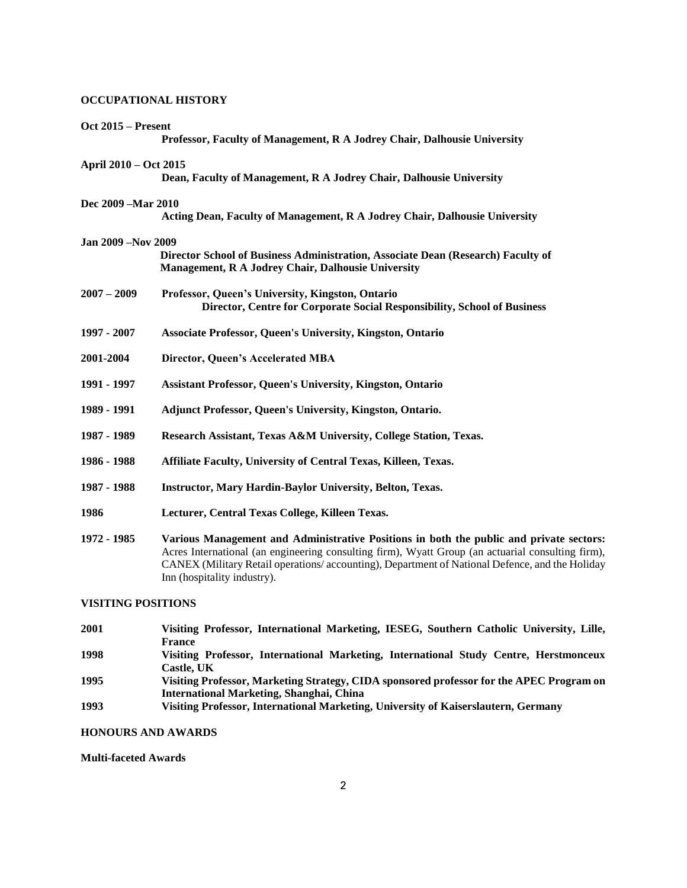## OCCUPATIONAL HISTORY

**Oct 2015 – Present**
**Professor, Faculty of Management, R A Jodrey Chair, Dalhousie University**

**April 2010 – Oct 2015**
**Dean, Faculty of Management, R A Jodrey Chair, Dalhousie University**

**Dec 2009 –Mar 2010**
**Acting Dean, Faculty of Management, R A Jodrey Chair, Dalhousie University**

**Jan 2009 –Nov 2009**
**Director School of Business Administration, Associate Dean (Research) Faculty of Management, R A Jodrey Chair, Dalhousie University**

**2007 – 2009** **Professor, Queen's University, Kingston, Ontario**
**Director, Centre for Corporate Social Responsibility, School of Business**

**1997 - 2007** **Associate Professor, Queen's University, Kingston, Ontario**

**2001-2004** **Director, Queen's Accelerated MBA**

**1991 - 1997** **Assistant Professor, Queen's University, Kingston, Ontario**

**1989 - 1991** **Adjunct Professor, Queen's University, Kingston, Ontario.**

**1987 - 1989** **Research Assistant, Texas A&M University, College Station, Texas.**

**1986 - 1988** **Affiliate Faculty, University of Central Texas, Killeen, Texas.**

**1987 - 1988** **Instructor, Mary Hardin-Baylor University, Belton, Texas.**

**1986** **Lecturer, Central Texas College, Killeen Texas.**

**1972 - 1985** **Various Management and Administrative Positions in both the public and private sectors:** Acres International (an engineering consulting firm), Wyatt Group (an actuarial consulting firm), CANEX (Military Retail operations/ accounting), Department of National Defence, and the Holiday Inn (hospitality industry).

## VISITING POSITIONS

**2001** **Visiting Professor, International Marketing, IESEG, Southern Catholic University, Lille, France**

**1998** **Visiting Professor, International Marketing, International Study Centre, Herstmonceux Castle, UK**

**1995** **Visiting Professor, Marketing Strategy, CIDA sponsored professor for the APEC Program on International Marketing, Shanghai, China**

**1993** **Visiting Professor, International Marketing, University of Kaiserslautern, Germany**

## HONOURS AND AWARDS

**Multi-faceted Awards**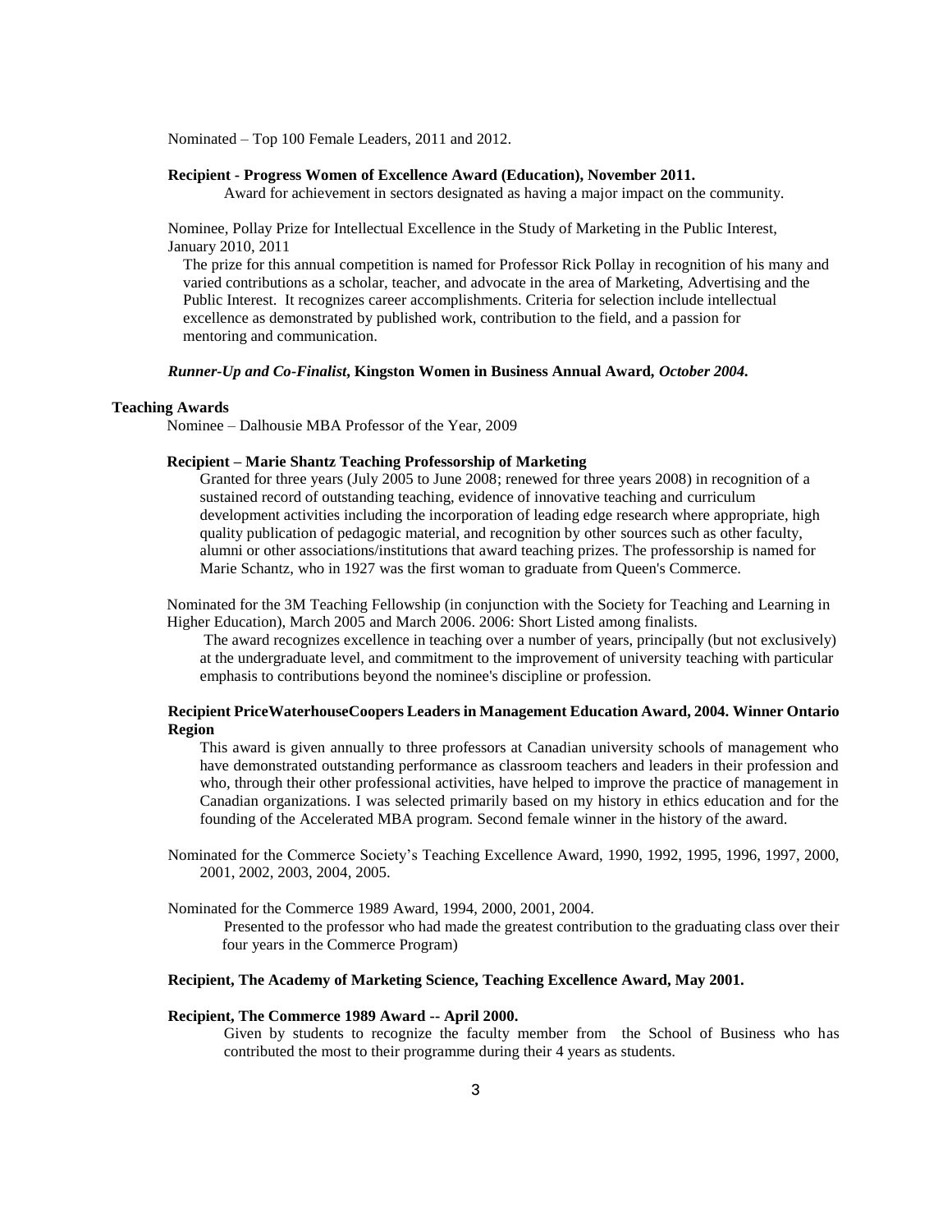Nominated – Top 100 Female Leaders, 2011 and 2012.

**Recipient - Progress Women of Excellence Award (Education), November 2011.**

Award for achievement in sectors designated as having a major impact on the community.

Nominee, Pollay Prize for Intellectual Excellence in the Study of Marketing in the Public Interest, January 2010, 2011

The prize for this annual competition is named for Professor Rick Pollay in recognition of his many and varied contributions as a scholar, teacher, and advocate in the area of Marketing, Advertising and the Public Interest. It recognizes career accomplishments. Criteria for selection include intellectual excellence as demonstrated by published work, contribution to the field, and a passion for mentoring and communication.

***Runner-Up and Co-Finalist*, Kingston Women in Business Annual Award, *October 2004*.**

**Teaching Awards**

Nominee – Dalhousie MBA Professor of the Year, 2009

**Recipient – Marie Shantz Teaching Professorship of Marketing**

Granted for three years (July 2005 to June 2008; renewed for three years 2008) in recognition of a sustained record of outstanding teaching, evidence of innovative teaching and curriculum development activities including the incorporation of leading edge research where appropriate, high quality publication of pedagogic material, and recognition by other sources such as other faculty, alumni or other associations/institutions that award teaching prizes. The professorship is named for Marie Schantz, who in 1927 was the first woman to graduate from Queen's Commerce.

Nominated for the 3M Teaching Fellowship (in conjunction with the Society for Teaching and Learning in Higher Education), March 2005 and March 2006. 2006: Short Listed among finalists.

The award recognizes excellence in teaching over a number of years, principally (but not exclusively) at the undergraduate level, and commitment to the improvement of university teaching with particular emphasis to contributions beyond the nominee's discipline or profession.

**Recipient PriceWaterhouseCoopers Leaders in Management Education Award, 2004. Winner Ontario Region**

This award is given annually to three professors at Canadian university schools of management who have demonstrated outstanding performance as classroom teachers and leaders in their profession and who, through their other professional activities, have helped to improve the practice of management in Canadian organizations. I was selected primarily based on my history in ethics education and for the founding of the Accelerated MBA program. Second female winner in the history of the award.

Nominated for the Commerce Society's Teaching Excellence Award, 1990, 1992, 1995, 1996, 1997, 2000, 2001, 2002, 2003, 2004, 2005.

Nominated for the Commerce 1989 Award, 1994, 2000, 2001, 2004.

Presented to the professor who had made the greatest contribution to the graduating class over their four years in the Commerce Program)

**Recipient, The Academy of Marketing Science, Teaching Excellence Award, May 2001.**

**Recipient, The Commerce 1989 Award -- April 2000.**

Given by students to recognize the faculty member from the School of Business who has contributed the most to their programme during their 4 years as students.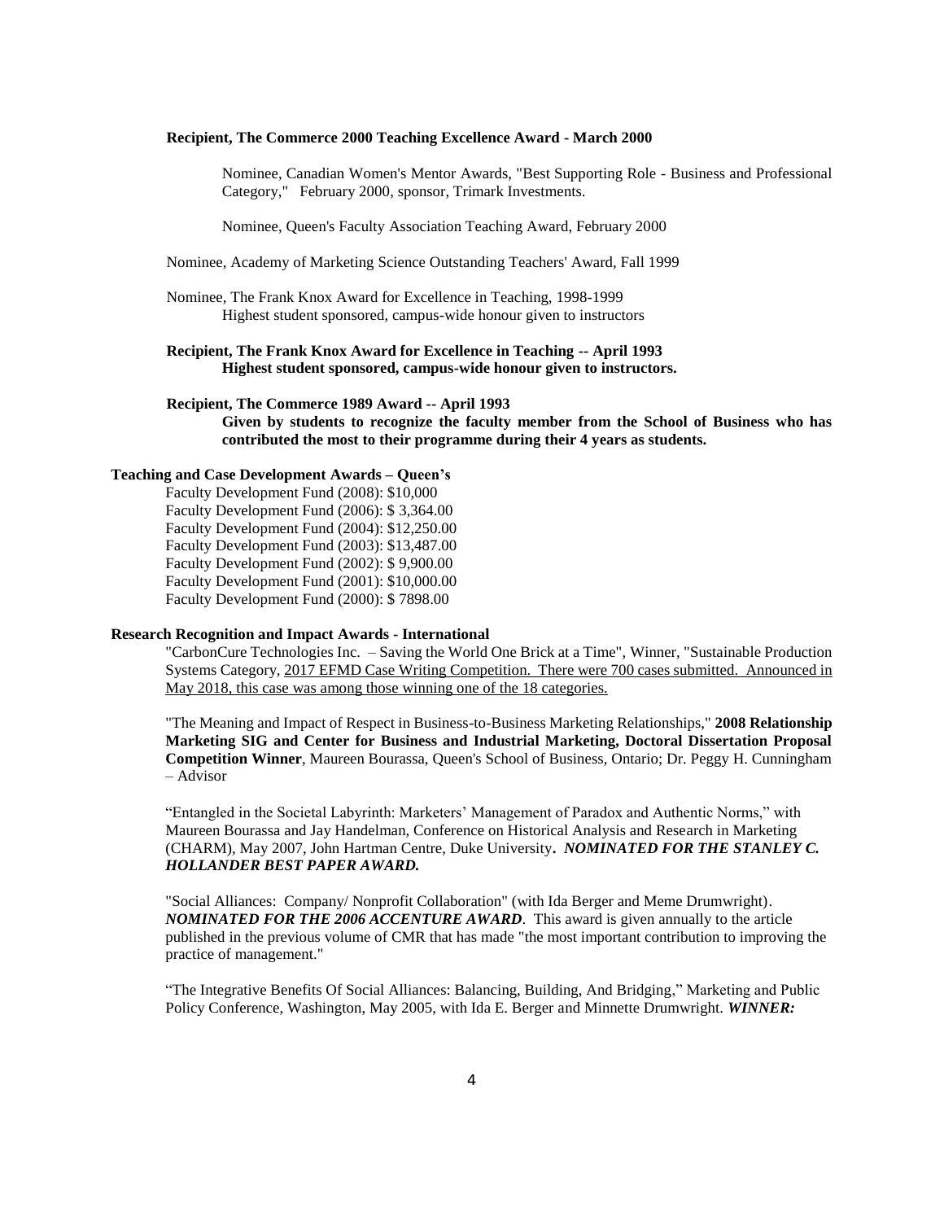**Recipient, The Commerce 2000 Teaching Excellence Award - March 2000**

Nominee, Canadian Women's Mentor Awards, "Best Supporting Role - Business and Professional Category," February 2000, sponsor, Trimark Investments.

Nominee, Queen's Faculty Association Teaching Award, February 2000

Nominee, Academy of Marketing Science Outstanding Teachers' Award, Fall 1999

Nominee, The Frank Knox Award for Excellence in Teaching, 1998-1999
Highest student sponsored, campus-wide honour given to instructors

**Recipient, The Frank Knox Award for Excellence in Teaching -- April 1993**
**Highest student sponsored, campus-wide honour given to instructors.**

**Recipient, The Commerce 1989 Award -- April 1993**
**Given by students to recognize the faculty member from the School of Business who has contributed the most to their programme during their 4 years as students.**

**Teaching and Case Development Awards – Queen's**

Faculty Development Fund (2008): $10,000
Faculty Development Fund (2006): $ 3,364.00
Faculty Development Fund (2004): $12,250.00
Faculty Development Fund (2003): $13,487.00
Faculty Development Fund (2002): $ 9,900.00
Faculty Development Fund (2001): $10,000.00
Faculty Development Fund (2000): $ 7898.00

**Research Recognition and Impact Awards - International**

"CarbonCure Technologies Inc. – Saving the World One Brick at a Time", Winner, "Sustainable Production Systems Category, 2017 EFMD Case Writing Competition. There were 700 cases submitted. Announced in May 2018, this case was among those winning one of the 18 categories.

"The Meaning and Impact of Respect in Business-to-Business Marketing Relationships," **2008 Relationship Marketing SIG and Center for Business and Industrial Marketing, Doctoral Dissertation Proposal Competition Winner**, Maureen Bourassa, Queen's School of Business, Ontario; Dr. Peggy H. Cunningham – Advisor

"Entangled in the Societal Labyrinth: Marketers' Management of Paradox and Authentic Norms," with Maureen Bourassa and Jay Handelman, Conference on Historical Analysis and Research in Marketing (CHARM), May 2007, John Hartman Centre, Duke University**.** ***NOMINATED FOR THE STANLEY C. HOLLANDER BEST PAPER AWARD.***

"Social Alliances: Company/ Nonprofit Collaboration" (with Ida Berger and Meme Drumwright). ***NOMINATED FOR THE 2006 ACCENTURE AWARD***. This award is given annually to the article published in the previous volume of CMR that has made "the most important contribution to improving the practice of management."

"The Integrative Benefits Of Social Alliances: Balancing, Building, And Bridging," Marketing and Public Policy Conference, Washington, May 2005, with Ida E. Berger and Minnette Drumwright. ***WINNER:***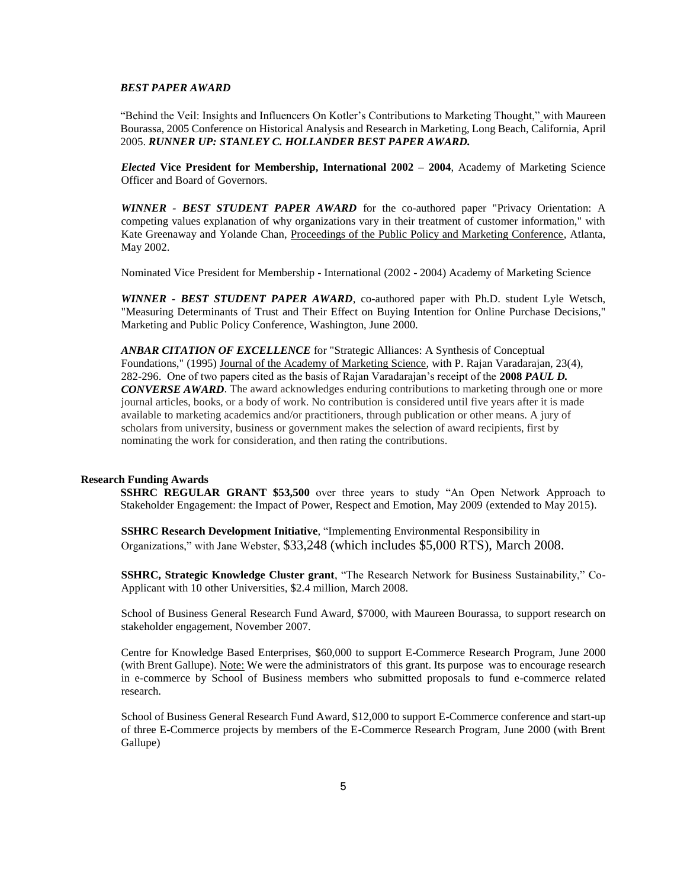***BEST PAPER AWARD***

"Behind the Veil: Insights and Influencers On Kotler's Contributions to Marketing Thought," with Maureen Bourassa, 2005 Conference on Historical Analysis and Research in Marketing, Long Beach, California, April 2005. ***RUNNER UP: STANLEY C. HOLLANDER BEST PAPER AWARD.***

***Elected* Vice President for Membership, International 2002 – 2004**, Academy of Marketing Science Officer and Board of Governors.

***WINNER - BEST STUDENT PAPER AWARD*** for the co-authored paper "Privacy Orientation: A competing values explanation of why organizations vary in their treatment of customer information," with Kate Greenaway and Yolande Chan, Proceedings of the Public Policy and Marketing Conference, Atlanta, May 2002.

Nominated Vice President for Membership - International (2002 - 2004) Academy of Marketing Science

***WINNER - BEST STUDENT PAPER AWARD***, co-authored paper with Ph.D. student Lyle Wetsch, "Measuring Determinants of Trust and Their Effect on Buying Intention for Online Purchase Decisions," Marketing and Public Policy Conference, Washington, June 2000.

***ANBAR CITATION OF EXCELLENCE*** for "Strategic Alliances: A Synthesis of Conceptual Foundations," (1995) Journal of the Academy of Marketing Science, with P. Rajan Varadarajan, 23(4), 282-296. One of two papers cited as the basis of Rajan Varadarajan's receipt of the **2008 *PAUL D. CONVERSE AWARD***. The award acknowledges enduring contributions to marketing through one or more journal articles, books, or a body of work. No contribution is considered until five years after it is made available to marketing academics and/or practitioners, through publication or other means. A jury of scholars from university, business or government makes the selection of award recipients, first by nominating the work for consideration, and then rating the contributions.

**Research Funding Awards**

**SSHRC REGULAR GRANT $53,500** over three years to study "An Open Network Approach to Stakeholder Engagement: the Impact of Power, Respect and Emotion, May 2009 (extended to May 2015).

**SSHRC Research Development Initiative**, "Implementing Environmental Responsibility in Organizations," with Jane Webster, $33,248 (which includes $5,000 RTS), March 2008.

**SSHRC, Strategic Knowledge Cluster grant**, "The Research Network for Business Sustainability," Co-Applicant with 10 other Universities, $2.4 million, March 2008.

School of Business General Research Fund Award, $7000, with Maureen Bourassa, to support research on stakeholder engagement, November 2007.

Centre for Knowledge Based Enterprises, $60,000 to support E-Commerce Research Program, June 2000 (with Brent Gallupe). Note: We were the administrators of this grant. Its purpose was to encourage research in e-commerce by School of Business members who submitted proposals to fund e-commerce related research.

School of Business General Research Fund Award, $12,000 to support E-Commerce conference and start-up of three E-Commerce projects by members of the E-Commerce Research Program, June 2000 (with Brent Gallupe)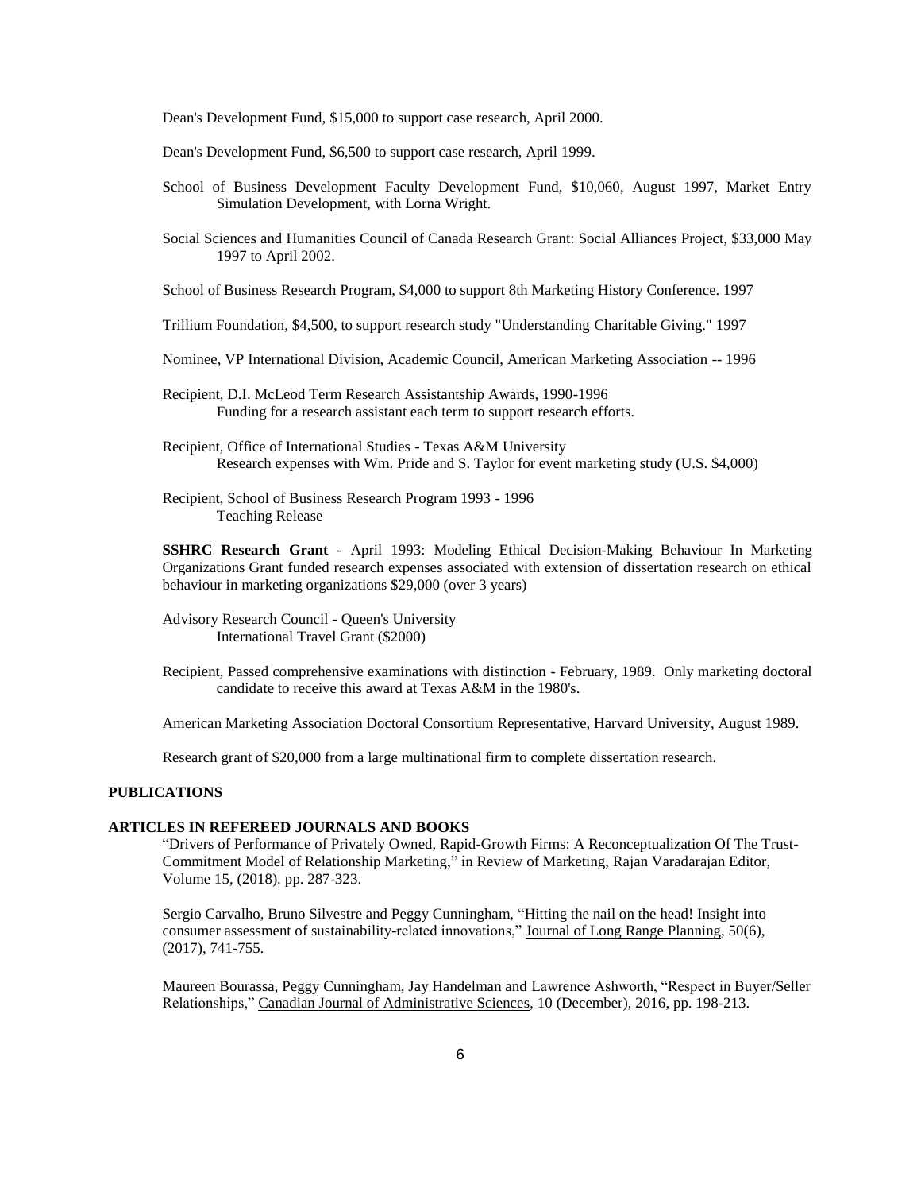Dean's Development Fund, $15,000 to support case research, April 2000.

Dean's Development Fund, $6,500 to support case research, April 1999.

School of Business Development Faculty Development Fund, $10,060, August 1997, Market Entry Simulation Development, with Lorna Wright.

Social Sciences and Humanities Council of Canada Research Grant: Social Alliances Project, $33,000 May 1997 to April 2002.

School of Business Research Program, $4,000 to support 8th Marketing History Conference. 1997

Trillium Foundation, $4,500, to support research study "Understanding Charitable Giving." 1997

Nominee, VP International Division, Academic Council, American Marketing Association -- 1996

Recipient, D.I. McLeod Term Research Assistantship Awards, 1990-1996
Funding for a research assistant each term to support research efforts.

Recipient, Office of International Studies - Texas A&M University
Research expenses with Wm. Pride and S. Taylor for event marketing study (U.S. $4,000)

Recipient, School of Business Research Program 1993 - 1996
Teaching Release

**SSHRC Research Grant** - April 1993: Modeling Ethical Decision-Making Behaviour In Marketing Organizations Grant funded research expenses associated with extension of dissertation research on ethical behaviour in marketing organizations $29,000 (over 3 years)

Advisory Research Council - Queen's University
International Travel Grant ($2000)

Recipient, Passed comprehensive examinations with distinction - February, 1989. Only marketing doctoral candidate to receive this award at Texas A&M in the 1980's.

American Marketing Association Doctoral Consortium Representative, Harvard University, August 1989.

Research grant of $20,000 from a large multinational firm to complete dissertation research.

## PUBLICATIONS

### ARTICLES IN REFEREED JOURNALS AND BOOKS

"Drivers of Performance of Privately Owned, Rapid-Growth Firms: A Reconceptualization Of The Trust-Commitment Model of Relationship Marketing," in Review of Marketing, Rajan Varadarajan Editor, Volume 15, (2018). pp. 287-323.

Sergio Carvalho, Bruno Silvestre and Peggy Cunningham, "Hitting the nail on the head! Insight into consumer assessment of sustainability-related innovations," Journal of Long Range Planning, 50(6), (2017), 741-755.

Maureen Bourassa, Peggy Cunningham, Jay Handelman and Lawrence Ashworth, "Respect in Buyer/Seller Relationships," Canadian Journal of Administrative Sciences, 10 (December), 2016, pp. 198-213.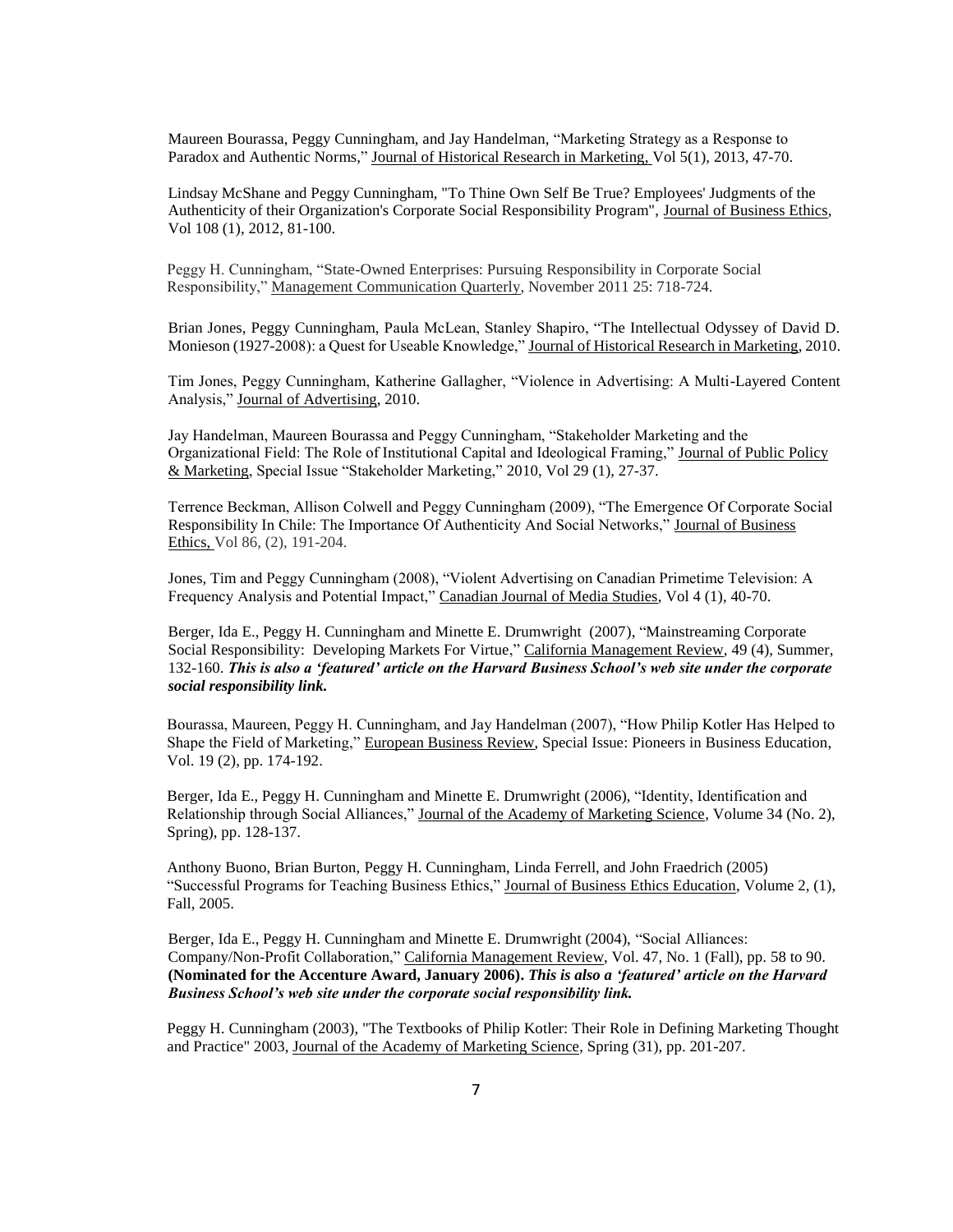Maureen Bourassa, Peggy Cunningham, and Jay Handelman, "Marketing Strategy as a Response to Paradox and Authentic Norms," Journal of Historical Research in Marketing, Vol 5(1), 2013, 47-70.

Lindsay McShane and Peggy Cunningham, "To Thine Own Self Be True? Employees' Judgments of the Authenticity of their Organization's Corporate Social Responsibility Program", Journal of Business Ethics, Vol 108 (1), 2012, 81-100.

Peggy H. Cunningham, "State-Owned Enterprises: Pursuing Responsibility in Corporate Social Responsibility," Management Communication Quarterly, November 2011 25: 718-724.

Brian Jones, Peggy Cunningham, Paula McLean, Stanley Shapiro, "The Intellectual Odyssey of David D. Monieson (1927-2008): a Quest for Useable Knowledge," Journal of Historical Research in Marketing, 2010.

Tim Jones, Peggy Cunningham, Katherine Gallagher, "Violence in Advertising: A Multi-Layered Content Analysis," Journal of Advertising, 2010.

Jay Handelman, Maureen Bourassa and Peggy Cunningham, "Stakeholder Marketing and the Organizational Field: The Role of Institutional Capital and Ideological Framing," Journal of Public Policy & Marketing, Special Issue "Stakeholder Marketing," 2010, Vol 29 (1), 27-37.

Terrence Beckman, Allison Colwell and Peggy Cunningham (2009), "The Emergence Of Corporate Social Responsibility In Chile: The Importance Of Authenticity And Social Networks," Journal of Business Ethics, Vol 86, (2), 191-204.

Jones, Tim and Peggy Cunningham (2008), "Violent Advertising on Canadian Primetime Television: A Frequency Analysis and Potential Impact," Canadian Journal of Media Studies, Vol 4 (1), 40-70.

Berger, Ida E., Peggy H. Cunningham and Minette E. Drumwright (2007), "Mainstreaming Corporate Social Responsibility: Developing Markets For Virtue," California Management Review, 49 (4), Summer, 132-160. ***This is also a 'featured' article on the Harvard Business School's web site under the corporate social responsibility link.***

Bourassa, Maureen, Peggy H. Cunningham, and Jay Handelman (2007), "How Philip Kotler Has Helped to Shape the Field of Marketing," European Business Review, Special Issue: Pioneers in Business Education, Vol. 19 (2), pp. 174-192.

Berger, Ida E., Peggy H. Cunningham and Minette E. Drumwright (2006), "Identity, Identification and Relationship through Social Alliances," Journal of the Academy of Marketing Science, Volume 34 (No. 2), Spring), pp. 128-137.

Anthony Buono, Brian Burton, Peggy H. Cunningham, Linda Ferrell, and John Fraedrich (2005) "Successful Programs for Teaching Business Ethics," Journal of Business Ethics Education, Volume 2, (1), Fall, 2005.

Berger, Ida E., Peggy H. Cunningham and Minette E. Drumwright (2004), "Social Alliances: Company/Non-Profit Collaboration," California Management Review, Vol. 47, No. 1 (Fall), pp. 58 to 90. **(Nominated for the Accenture Award, January 2006).** ***This is also a 'featured' article on the Harvard Business School's web site under the corporate social responsibility link.***

Peggy H. Cunningham (2003), "The Textbooks of Philip Kotler: Their Role in Defining Marketing Thought and Practice" 2003, Journal of the Academy of Marketing Science, Spring (31), pp. 201-207.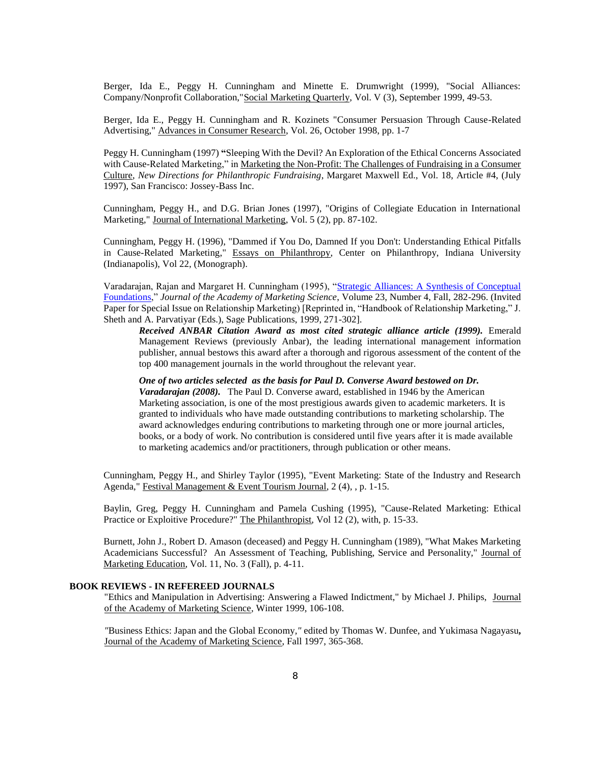Berger, Ida E., Peggy H. Cunningham and Minette E. Drumwright (1999), "Social Alliances: Company/Nonprofit Collaboration,"Social Marketing Quarterly, Vol. V (3), September 1999, 49-53.

Berger, Ida E., Peggy H. Cunningham and R. Kozinets "Consumer Persuasion Through Cause-Related Advertising," Advances in Consumer Research, Vol. 26, October 1998, pp. 1-7

Peggy H. Cunningham (1997) **"**Sleeping With the Devil? An Exploration of the Ethical Concerns Associated with Cause-Related Marketing," in Marketing the Non-Profit: The Challenges of Fundraising in a Consumer Culture, *New Directions for Philanthropic Fundraising*, Margaret Maxwell Ed., Vol. 18, Article #4, (July 1997), San Francisco: Jossey-Bass Inc.

Cunningham, Peggy H., and D.G. Brian Jones (1997), "Origins of Collegiate Education in International Marketing," Journal of International Marketing, Vol. 5 (2), pp. 87-102.

Cunningham, Peggy H. (1996), "Dammed if You Do, Damned If you Don't: Understanding Ethical Pitfalls in Cause-Related Marketing," Essays on Philanthropy, Center on Philanthropy, Indiana University (Indianapolis), Vol 22, (Monograph).

Varadarajan, Rajan and Margaret H. Cunningham (1995), "Strategic Alliances: A Synthesis of Conceptual Foundations," *Journal of the Academy of Marketing Science*, Volume 23, Number 4, Fall, 282-296. (Invited Paper for Special Issue on Relationship Marketing) [Reprinted in, "Handbook of Relationship Marketing," J. Sheth and A. Parvatiyar (Eds.), Sage Publications, 1999, 271-302].

> ***Received ANBAR Citation Award as most cited strategic alliance article (1999).*** Emerald Management Reviews (previously Anbar), the leading international management information publisher, annual bestows this award after a thorough and rigorous assessment of the content of the top 400 management journals in the world throughout the relevant year.
>
> ***One of two articles selected as the basis for Paul D. Converse Award bestowed on Dr. Varadarajan (2008).*** The Paul D. Converse award, established in 1946 by the American Marketing association, is one of the most prestigious awards given to academic marketers. It is granted to individuals who have made outstanding contributions to marketing scholarship. The award acknowledges enduring contributions to marketing through one or more journal articles, books, or a body of work. No contribution is considered until five years after it is made available to marketing academics and/or practitioners, through publication or other means.

Cunningham, Peggy H., and Shirley Taylor (1995), "Event Marketing: State of the Industry and Research Agenda," Festival Management & Event Tourism Journal, 2 (4), , p. 1-15.

Baylin, Greg, Peggy H. Cunningham and Pamela Cushing (1995), "Cause-Related Marketing: Ethical Practice or Exploitive Procedure?" The Philanthropist, Vol 12 (2), with, p. 15-33.

Burnett, John J., Robert D. Amason (deceased) and Peggy H. Cunningham (1989), "What Makes Marketing Academicians Successful? An Assessment of Teaching, Publishing, Service and Personality," Journal of Marketing Education, Vol. 11, No. 3 (Fall), p. 4-11.

## BOOK REVIEWS - IN REFEREED JOURNALS

"Ethics and Manipulation in Advertising: Answering a Flawed Indictment," by Michael J. Philips, Journal of the Academy of Marketing Science, Winter 1999, 106-108.

*"*Business Ethics: Japan and the Global Economy,*"* edited by Thomas W. Dunfee, and Yukimasa Nagayasu**,** Journal of the Academy of Marketing Science, Fall 1997, 365-368.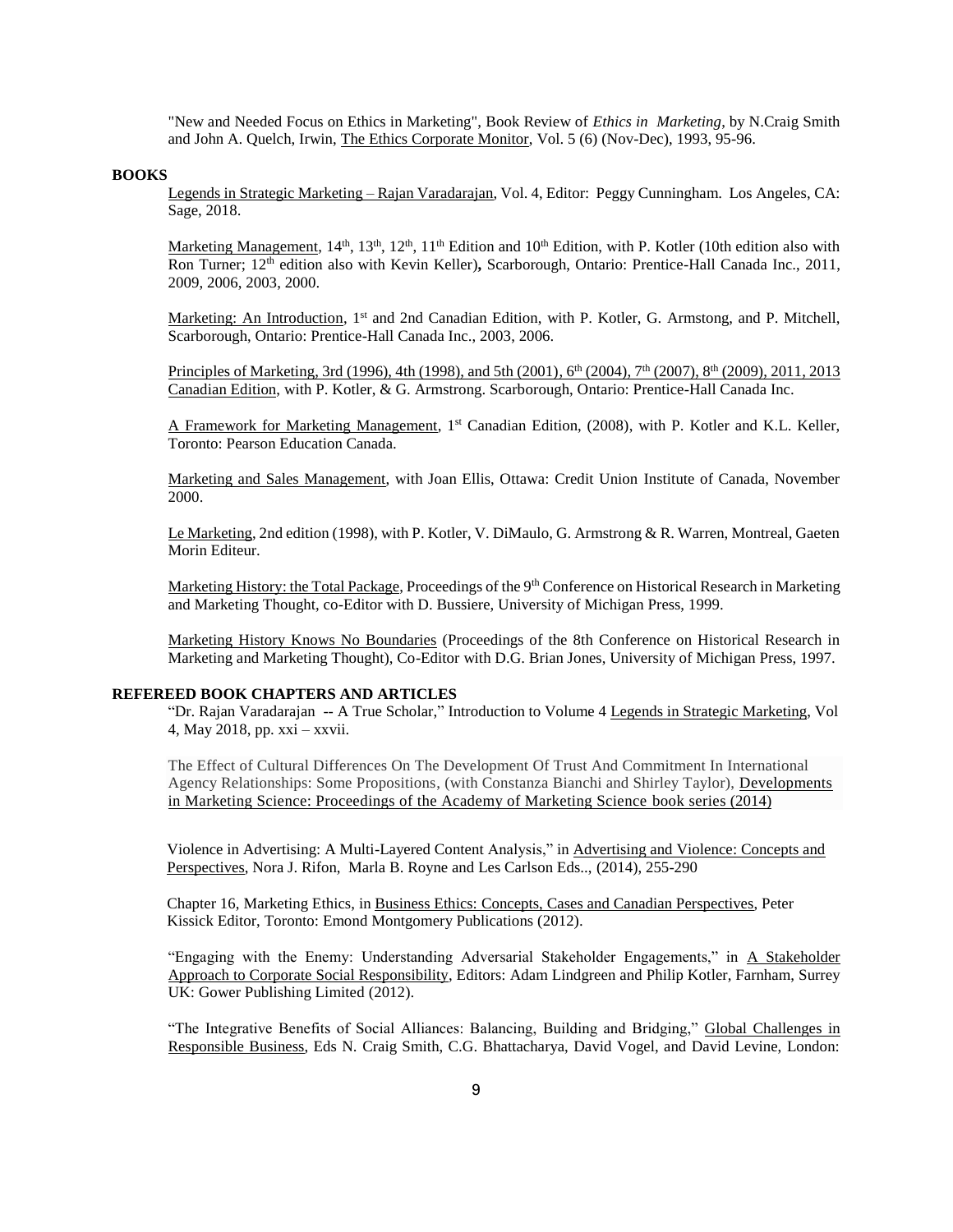"New and Needed Focus on Ethics in Marketing", Book Review of *Ethics in Marketing*, by N.Craig Smith and John A. Quelch, Irwin, The Ethics Corporate Monitor, Vol. 5 (6) (Nov-Dec), 1993, 95-96.

## BOOKS

Legends in Strategic Marketing – Rajan Varadarajan, Vol. 4, Editor: Peggy Cunningham. Los Angeles, CA: Sage, 2018.

Marketing Management, 14th, 13th, 12th, 11th Edition and 10th Edition, with P. Kotler (10th edition also with Ron Turner; 12th edition also with Kevin Keller), Scarborough, Ontario: Prentice-Hall Canada Inc., 2011, 2009, 2006, 2003, 2000.

Marketing: An Introduction, 1st and 2nd Canadian Edition, with P. Kotler, G. Armstong, and P. Mitchell, Scarborough, Ontario: Prentice-Hall Canada Inc., 2003, 2006.

Principles of Marketing, 3rd (1996), 4th (1998), and 5th (2001), 6th (2004), 7th (2007), 8th (2009), 2011, 2013 Canadian Edition, with P. Kotler, & G. Armstrong. Scarborough, Ontario: Prentice-Hall Canada Inc.

A Framework for Marketing Management, 1st Canadian Edition, (2008), with P. Kotler and K.L. Keller, Toronto: Pearson Education Canada.

Marketing and Sales Management, with Joan Ellis, Ottawa: Credit Union Institute of Canada, November 2000.

Le Marketing, 2nd edition (1998), with P. Kotler, V. DiMaulo, G. Armstrong & R. Warren, Montreal, Gaeten Morin Editeur.

Marketing History: the Total Package, Proceedings of the 9th Conference on Historical Research in Marketing and Marketing Thought, co-Editor with D. Bussiere, University of Michigan Press, 1999.

Marketing History Knows No Boundaries (Proceedings of the 8th Conference on Historical Research in Marketing and Marketing Thought), Co-Editor with D.G. Brian Jones, University of Michigan Press, 1997.

## REFEREED BOOK CHAPTERS AND ARTICLES

"Dr. Rajan Varadarajan -- A True Scholar," Introduction to Volume 4 Legends in Strategic Marketing, Vol 4, May 2018, pp. xxi – xxvii.

The Effect of Cultural Differences On The Development Of Trust And Commitment In International Agency Relationships: Some Propositions, (with Constanza Bianchi and Shirley Taylor), Developments in Marketing Science: Proceedings of the Academy of Marketing Science book series (2014)

Violence in Advertising: A Multi-Layered Content Analysis," in Advertising and Violence: Concepts and Perspectives, Nora J. Rifon, Marla B. Royne and Les Carlson Eds.., (2014), 255-290

Chapter 16, Marketing Ethics, in Business Ethics: Concepts, Cases and Canadian Perspectives, Peter Kissick Editor, Toronto: Emond Montgomery Publications (2012).

"Engaging with the Enemy: Understanding Adversarial Stakeholder Engagements," in A Stakeholder Approach to Corporate Social Responsibility, Editors: Adam Lindgreen and Philip Kotler, Farnham, Surrey UK: Gower Publishing Limited (2012).

"The Integrative Benefits of Social Alliances: Balancing, Building and Bridging," Global Challenges in Responsible Business, Eds N. Craig Smith, C.G. Bhattacharya, David Vogel, and David Levine, London: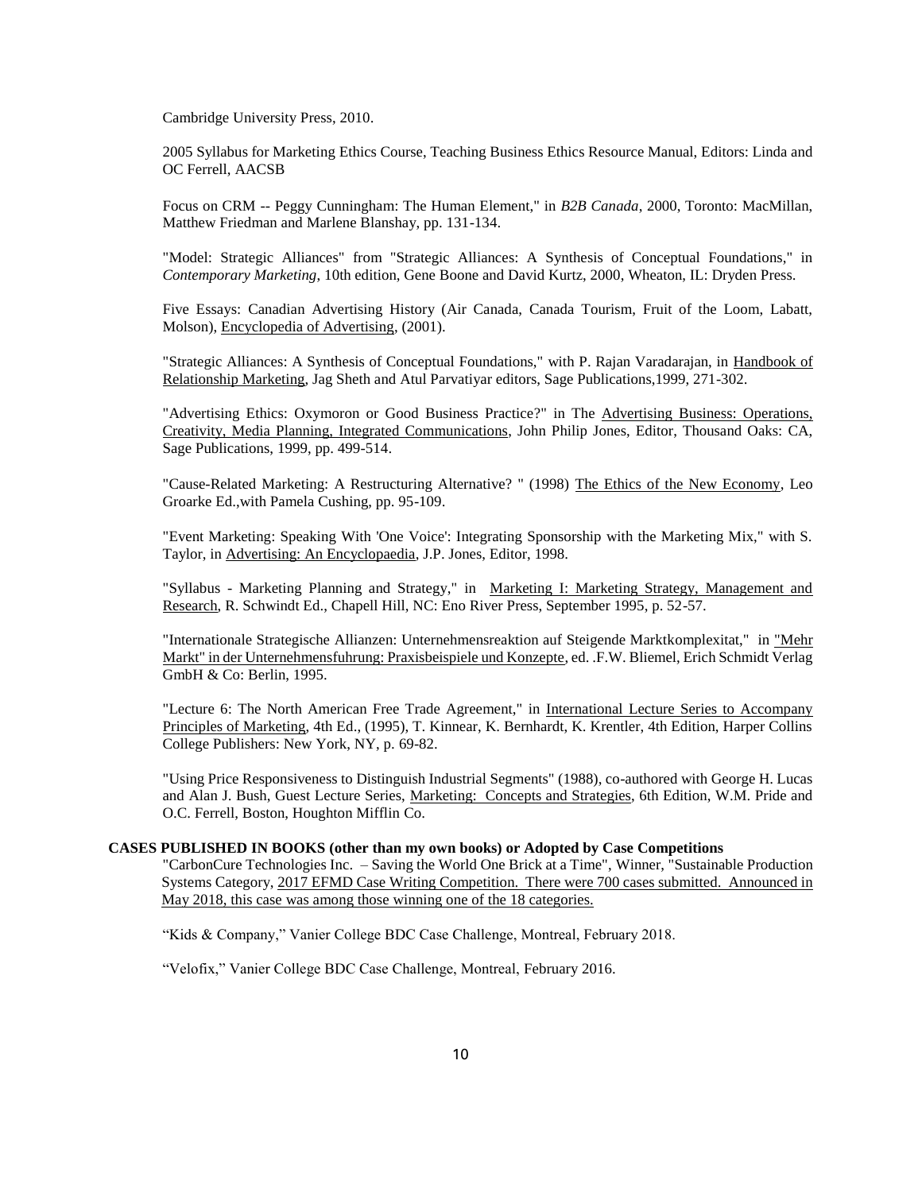Cambridge University Press, 2010.

2005 Syllabus for Marketing Ethics Course, Teaching Business Ethics Resource Manual, Editors: Linda and OC Ferrell, AACSB

Focus on CRM -- Peggy Cunningham: The Human Element," in *B2B Canada*, 2000, Toronto: MacMillan, Matthew Friedman and Marlene Blanshay, pp. 131-134.

"Model: Strategic Alliances" from "Strategic Alliances: A Synthesis of Conceptual Foundations," in *Contemporary Marketing*, 10th edition, Gene Boone and David Kurtz, 2000, Wheaton, IL: Dryden Press.

Five Essays: Canadian Advertising History (Air Canada, Canada Tourism, Fruit of the Loom, Labatt, Molson), Encyclopedia of Advertising, (2001).

"Strategic Alliances: A Synthesis of Conceptual Foundations," with P. Rajan Varadarajan, in Handbook of Relationship Marketing, Jag Sheth and Atul Parvatiyar editors, Sage Publications,1999, 271-302.

"Advertising Ethics: Oxymoron or Good Business Practice?" in The Advertising Business: Operations, Creativity, Media Planning, Integrated Communications, John Philip Jones, Editor, Thousand Oaks: CA, Sage Publications, 1999, pp. 499-514.

"Cause-Related Marketing: A Restructuring Alternative? " (1998) The Ethics of the New Economy, Leo Groarke Ed.,with Pamela Cushing, pp. 95-109.

"Event Marketing: Speaking With 'One Voice': Integrating Sponsorship with the Marketing Mix," with S. Taylor, in Advertising: An Encyclopaedia, J.P. Jones, Editor, 1998.

"Syllabus - Marketing Planning and Strategy," in Marketing I: Marketing Strategy, Management and Research, R. Schwindt Ed., Chapell Hill, NC: Eno River Press, September 1995, p. 52-57.

"Internationale Strategische Allianzen: Unternehmensreaktion auf Steigende Marktkomplexitat," in "Mehr Markt" in der Unternehmensfuhrung: Praxisbeispiele und Konzepte, ed. .F.W. Bliemel, Erich Schmidt Verlag GmbH & Co: Berlin, 1995.

"Lecture 6: The North American Free Trade Agreement," in International Lecture Series to Accompany Principles of Marketing, 4th Ed., (1995), T. Kinnear, K. Bernhardt, K. Krentler, 4th Edition, Harper Collins College Publishers: New York, NY, p. 69-82.

"Using Price Responsiveness to Distinguish Industrial Segments" (1988), co-authored with George H. Lucas and Alan J. Bush, Guest Lecture Series, Marketing: Concepts and Strategies, 6th Edition, W.M. Pride and O.C. Ferrell, Boston, Houghton Mifflin Co.

**CASES PUBLISHED IN BOOKS (other than my own books) or Adopted by Case Competitions**

"CarbonCure Technologies Inc. – Saving the World One Brick at a Time", Winner, "Sustainable Production Systems Category, 2017 EFMD Case Writing Competition. There were 700 cases submitted. Announced in May 2018, this case was among those winning one of the 18 categories.

"Kids & Company," Vanier College BDC Case Challenge, Montreal, February 2018.

"Velofix," Vanier College BDC Case Challenge, Montreal, February 2016.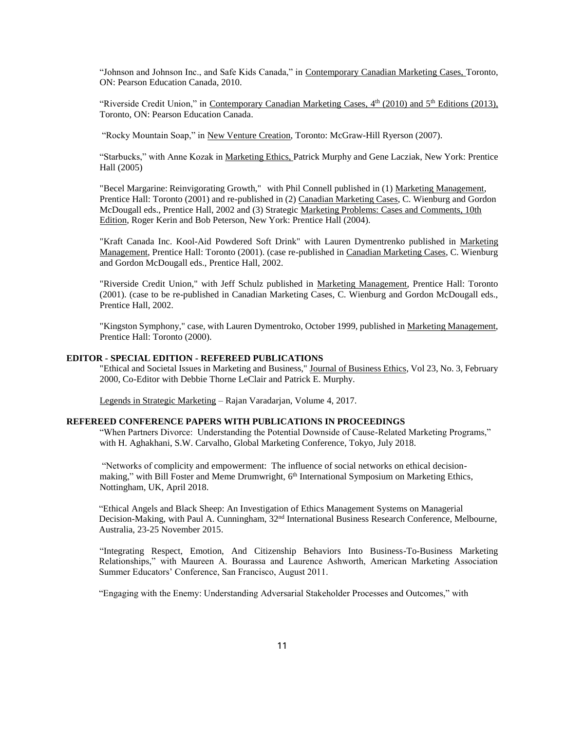"Johnson and Johnson Inc., and Safe Kids Canada," in Contemporary Canadian Marketing Cases, Toronto, ON: Pearson Education Canada, 2010.

"Riverside Credit Union," in Contemporary Canadian Marketing Cases, 4th (2010) and 5th Editions (2013), Toronto, ON: Pearson Education Canada.

"Rocky Mountain Soap," in New Venture Creation, Toronto: McGraw-Hill Ryerson (2007).

"Starbucks," with Anne Kozak in Marketing Ethics, Patrick Murphy and Gene Laczniak, New York: Prentice Hall (2005)

"Becel Margarine: Reinvigorating Growth," with Phil Connell published in (1) Marketing Management, Prentice Hall: Toronto (2001) and re-published in (2) Canadian Marketing Cases, C. Wienburg and Gordon McDougall eds., Prentice Hall, 2002 and (3) Strategic Marketing Problems: Cases and Comments, 10th Edition, Roger Kerin and Bob Peterson, New York: Prentice Hall (2004).

"Kraft Canada Inc. Kool-Aid Powdered Soft Drink" with Lauren Dymentrenko published in Marketing Management, Prentice Hall: Toronto (2001). (case re-published in Canadian Marketing Cases, C. Wienburg and Gordon McDougall eds., Prentice Hall, 2002.

"Riverside Credit Union," with Jeff Schulz published in Marketing Management, Prentice Hall: Toronto (2001). (case to be re-published in Canadian Marketing Cases, C. Wienburg and Gordon McDougall eds., Prentice Hall, 2002.

"Kingston Symphony," case, with Lauren Dymentroko, October 1999, published in Marketing Management, Prentice Hall: Toronto (2000).

## EDITOR - SPECIAL EDITION - REFEREED PUBLICATIONS

"Ethical and Societal Issues in Marketing and Business," Journal of Business Ethics, Vol 23, No. 3, February 2000, Co-Editor with Debbie Thorne LeClair and Patrick E. Murphy.

Legends in Strategic Marketing – Rajan Varadarjan, Volume 4, 2017.

## REFEREED CONFERENCE PAPERS WITH PUBLICATIONS IN PROCEEDINGS

"When Partners Divorce: Understanding the Potential Downside of Cause-Related Marketing Programs," with H. Aghakhani, S.W. Carvalho, Global Marketing Conference, Tokyo, July 2018.

"Networks of complicity and empowerment: The influence of social networks on ethical decision-making," with Bill Foster and Meme Drumwright, 6th International Symposium on Marketing Ethics, Nottingham, UK, April 2018.

"Ethical Angels and Black Sheep: An Investigation of Ethics Management Systems on Managerial Decision-Making, with Paul A. Cunningham, 32nd International Business Research Conference, Melbourne, Australia, 23-25 November 2015.

"Integrating Respect, Emotion, And Citizenship Behaviors Into Business-To-Business Marketing Relationships," with Maureen A. Bourassa and Laurence Ashworth, American Marketing Association Summer Educators' Conference, San Francisco, August 2011.

"Engaging with the Enemy: Understanding Adversarial Stakeholder Processes and Outcomes," with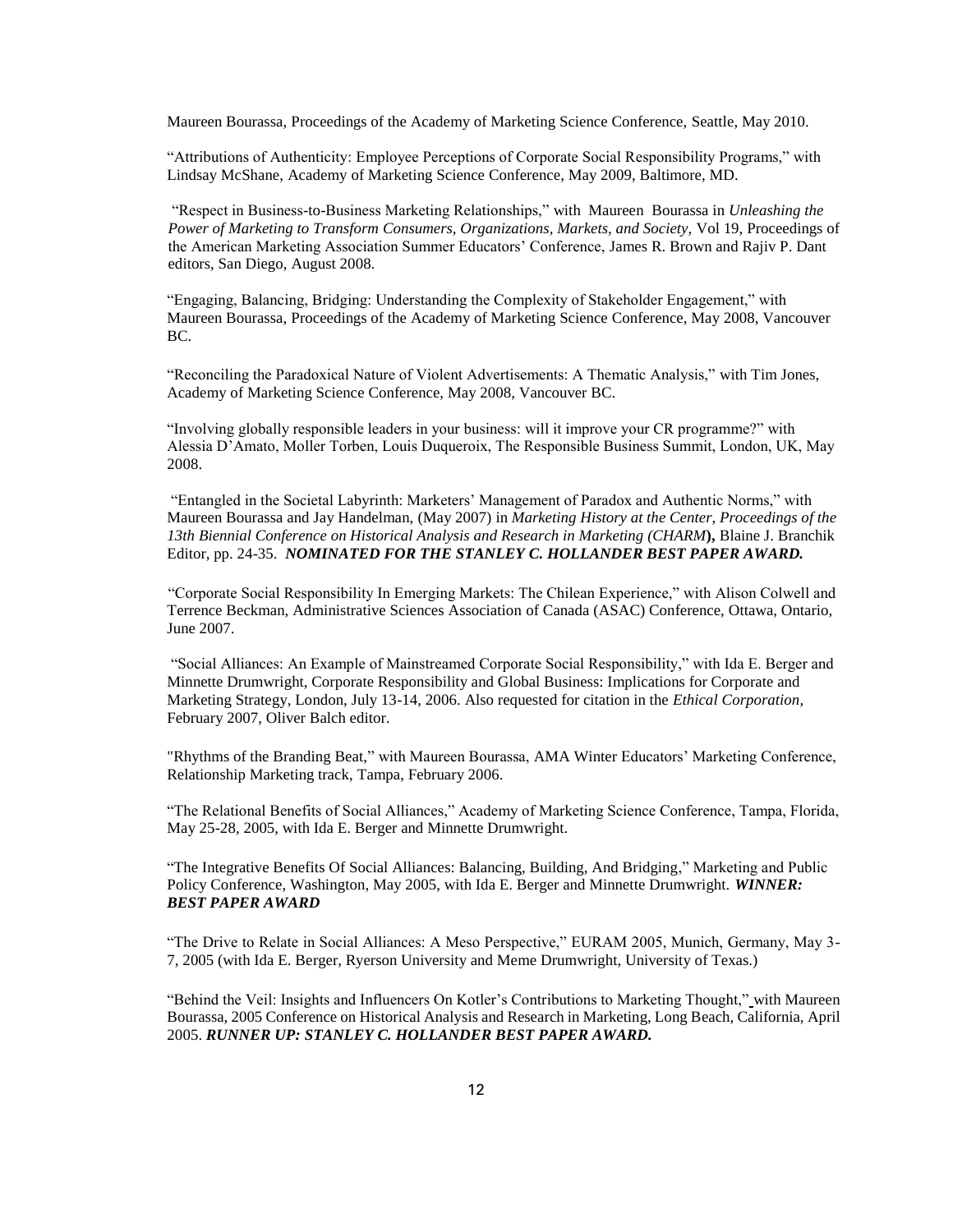Maureen Bourassa, Proceedings of the Academy of Marketing Science Conference, Seattle, May 2010.

"Attributions of Authenticity: Employee Perceptions of Corporate Social Responsibility Programs," with Lindsay McShane, Academy of Marketing Science Conference, May 2009, Baltimore, MD.

"Respect in Business-to-Business Marketing Relationships," with Maureen Bourassa in *Unleashing the Power of Marketing to Transform Consumers, Organizations, Markets, and Society,* Vol 19, Proceedings of the American Marketing Association Summer Educators' Conference, James R. Brown and Rajiv P. Dant editors, San Diego, August 2008.

"Engaging, Balancing, Bridging: Understanding the Complexity of Stakeholder Engagement," with Maureen Bourassa, Proceedings of the Academy of Marketing Science Conference, May 2008, Vancouver BC.

"Reconciling the Paradoxical Nature of Violent Advertisements: A Thematic Analysis," with Tim Jones, Academy of Marketing Science Conference, May 2008, Vancouver BC.

"Involving globally responsible leaders in your business: will it improve your CR programme?" with Alessia D'Amato, Moller Torben, Louis Duqueroix, The Responsible Business Summit, London, UK, May 2008.

"Entangled in the Societal Labyrinth: Marketers' Management of Paradox and Authentic Norms," with Maureen Bourassa and Jay Handelman, (May 2007) in *Marketing History at the Center, Proceedings of the 13th Biennial Conference on Historical Analysis and Research in Marketing (CHARM***),** Blaine J. Branchik Editor, pp. 24-35. ***NOMINATED FOR THE STANLEY C. HOLLANDER BEST PAPER AWARD.***

"Corporate Social Responsibility In Emerging Markets: The Chilean Experience," with Alison Colwell and Terrence Beckman, Administrative Sciences Association of Canada (ASAC) Conference, Ottawa, Ontario, June 2007.

"Social Alliances: An Example of Mainstreamed Corporate Social Responsibility," with Ida E. Berger and Minnette Drumwright, Corporate Responsibility and Global Business: Implications for Corporate and Marketing Strategy, London, July 13-14, 2006. Also requested for citation in the *Ethical Corporation*, February 2007, Oliver Balch editor.

"Rhythms of the Branding Beat," with Maureen Bourassa, AMA Winter Educators' Marketing Conference, Relationship Marketing track, Tampa, February 2006.

"The Relational Benefits of Social Alliances," Academy of Marketing Science Conference, Tampa, Florida, May 25-28, 2005, with Ida E. Berger and Minnette Drumwright.

"The Integrative Benefits Of Social Alliances: Balancing, Building, And Bridging," Marketing and Public Policy Conference, Washington, May 2005, with Ida E. Berger and Minnette Drumwright. ***WINNER: BEST PAPER AWARD***

"The Drive to Relate in Social Alliances: A Meso Perspective," EURAM 2005, Munich, Germany, May 3-7, 2005 (with Ida E. Berger, Ryerson University and Meme Drumwright, University of Texas.)

"Behind the Veil: Insights and Influencers On Kotler's Contributions to Marketing Thought," with Maureen Bourassa, 2005 Conference on Historical Analysis and Research in Marketing, Long Beach, California, April 2005. ***RUNNER UP: STANLEY C. HOLLANDER BEST PAPER AWARD.***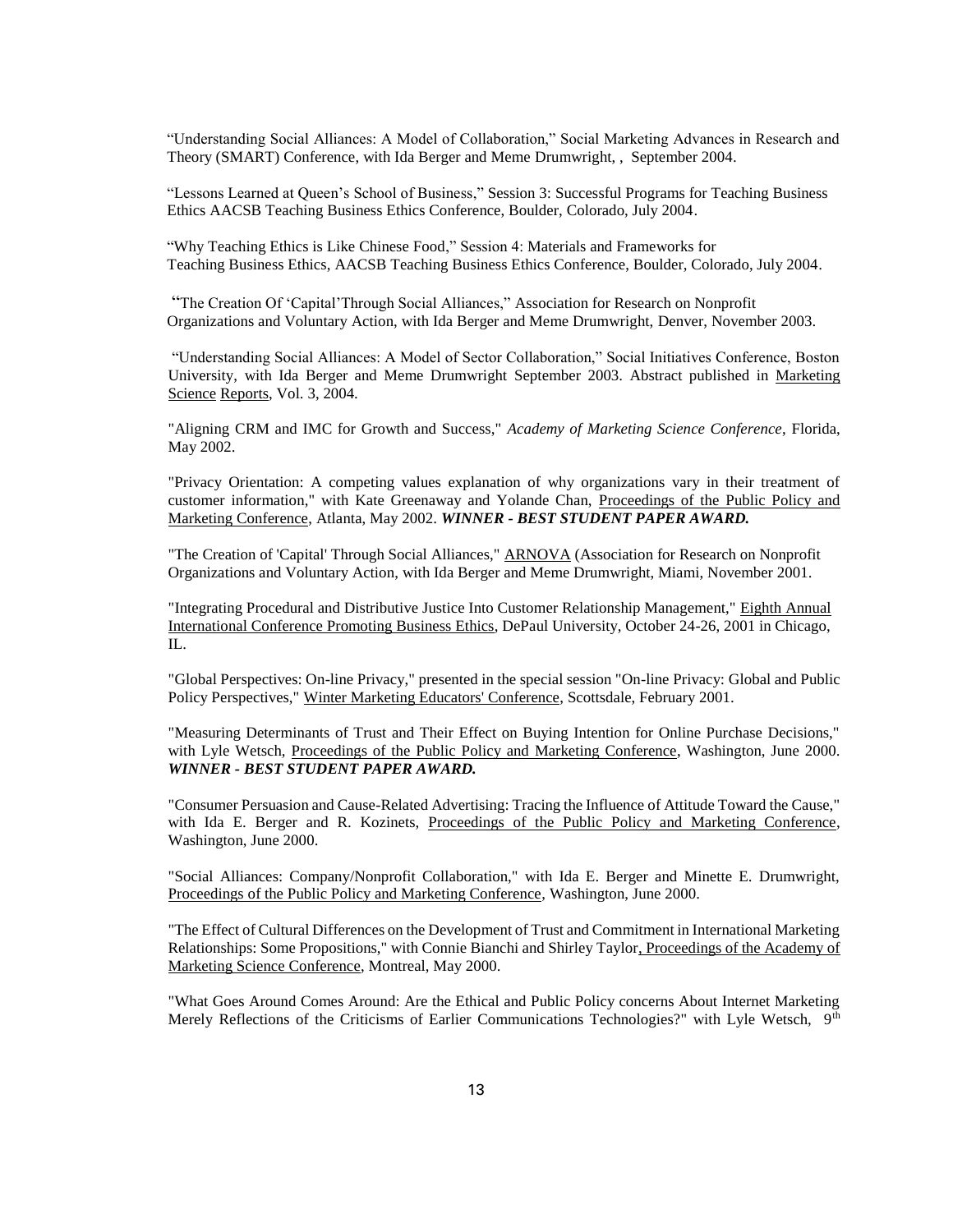"Understanding Social Alliances: A Model of Collaboration," Social Marketing Advances in Research and Theory (SMART) Conference, with Ida Berger and Meme Drumwright, , September 2004.

"Lessons Learned at Queen's School of Business," Session 3: Successful Programs for Teaching Business Ethics AACSB Teaching Business Ethics Conference, Boulder, Colorado, July 2004.

"Why Teaching Ethics is Like Chinese Food," Session 4: Materials and Frameworks for Teaching Business Ethics, AACSB Teaching Business Ethics Conference, Boulder, Colorado, July 2004.

"The Creation Of 'Capital'Through Social Alliances," Association for Research on Nonprofit Organizations and Voluntary Action, with Ida Berger and Meme Drumwright, Denver, November 2003.

"Understanding Social Alliances: A Model of Sector Collaboration," Social Initiatives Conference, Boston University, with Ida Berger and Meme Drumwright September 2003. Abstract published in Marketing Science Reports, Vol. 3, 2004.

"Aligning CRM and IMC for Growth and Success," *Academy of Marketing Science Conference*, Florida, May 2002.

"Privacy Orientation: A competing values explanation of why organizations vary in their treatment of customer information," with Kate Greenaway and Yolande Chan, Proceedings of the Public Policy and Marketing Conference, Atlanta, May 2002. ***WINNER - BEST STUDENT PAPER AWARD.***

"The Creation of 'Capital' Through Social Alliances," ARNOVA (Association for Research on Nonprofit Organizations and Voluntary Action, with Ida Berger and Meme Drumwright, Miami, November 2001.

"Integrating Procedural and Distributive Justice Into Customer Relationship Management," Eighth Annual International Conference Promoting Business Ethics, DePaul University, October 24-26, 2001 in Chicago, IL.

"Global Perspectives: On-line Privacy," presented in the special session "On-line Privacy: Global and Public Policy Perspectives," Winter Marketing Educators' Conference, Scottsdale, February 2001.

"Measuring Determinants of Trust and Their Effect on Buying Intention for Online Purchase Decisions," with Lyle Wetsch, Proceedings of the Public Policy and Marketing Conference, Washington, June 2000. ***WINNER - BEST STUDENT PAPER AWARD.***

"Consumer Persuasion and Cause-Related Advertising: Tracing the Influence of Attitude Toward the Cause," with Ida E. Berger and R. Kozinets, Proceedings of the Public Policy and Marketing Conference, Washington, June 2000.

"Social Alliances: Company/Nonprofit Collaboration," with Ida E. Berger and Minette E. Drumwright, Proceedings of the Public Policy and Marketing Conference, Washington, June 2000.

"The Effect of Cultural Differences on the Development of Trust and Commitment in International Marketing Relationships: Some Propositions," with Connie Bianchi and Shirley Taylor, Proceedings of the Academy of Marketing Science Conference, Montreal, May 2000.

"What Goes Around Comes Around: Are the Ethical and Public Policy concerns About Internet Marketing Merely Reflections of the Criticisms of Earlier Communications Technologies?" with Lyle Wetsch, 9th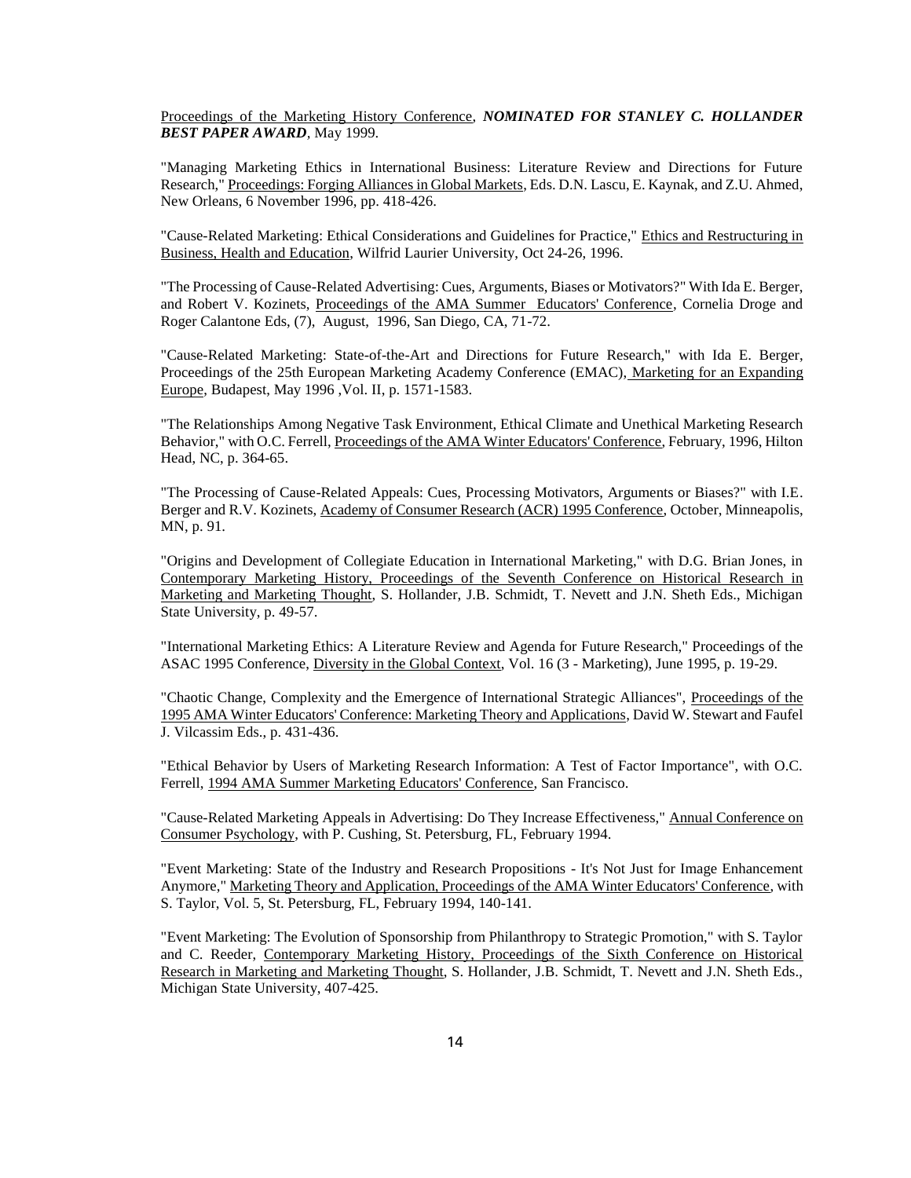Proceedings of the Marketing History Conference, ***NOMINATED FOR STANLEY C. HOLLANDER BEST PAPER AWARD***, May 1999.

"Managing Marketing Ethics in International Business: Literature Review and Directions for Future Research," Proceedings: Forging Alliances in Global Markets, Eds. D.N. Lascu, E. Kaynak, and Z.U. Ahmed, New Orleans, 6 November 1996, pp. 418-426.

"Cause-Related Marketing: Ethical Considerations and Guidelines for Practice," Ethics and Restructuring in Business, Health and Education, Wilfrid Laurier University, Oct 24-26, 1996.

"The Processing of Cause-Related Advertising: Cues, Arguments, Biases or Motivators?" With Ida E. Berger, and Robert V. Kozinets, Proceedings of the AMA Summer Educators' Conference, Cornelia Droge and Roger Calantone Eds, (7), August, 1996, San Diego, CA, 71-72.

"Cause-Related Marketing: State-of-the-Art and Directions for Future Research," with Ida E. Berger, Proceedings of the 25th European Marketing Academy Conference (EMAC), Marketing for an Expanding Europe, Budapest, May 1996 ,Vol. II, p. 1571-1583.

"The Relationships Among Negative Task Environment, Ethical Climate and Unethical Marketing Research Behavior," with O.C. Ferrell, Proceedings of the AMA Winter Educators' Conference, February, 1996, Hilton Head, NC, p. 364-65.

"The Processing of Cause-Related Appeals: Cues, Processing Motivators, Arguments or Biases?" with I.E. Berger and R.V. Kozinets, Academy of Consumer Research (ACR) 1995 Conference, October, Minneapolis, MN, p. 91.

"Origins and Development of Collegiate Education in International Marketing," with D.G. Brian Jones, in Contemporary Marketing History, Proceedings of the Seventh Conference on Historical Research in Marketing and Marketing Thought, S. Hollander, J.B. Schmidt, T. Nevett and J.N. Sheth Eds., Michigan State University, p. 49-57.

"International Marketing Ethics: A Literature Review and Agenda for Future Research," Proceedings of the ASAC 1995 Conference, Diversity in the Global Context, Vol. 16 (3 - Marketing), June 1995, p. 19-29.

"Chaotic Change, Complexity and the Emergence of International Strategic Alliances", Proceedings of the 1995 AMA Winter Educators' Conference: Marketing Theory and Applications, David W. Stewart and Faufel J. Vilcassim Eds., p. 431-436.

"Ethical Behavior by Users of Marketing Research Information: A Test of Factor Importance", with O.C. Ferrell, 1994 AMA Summer Marketing Educators' Conference, San Francisco.

"Cause-Related Marketing Appeals in Advertising: Do They Increase Effectiveness," Annual Conference on Consumer Psychology, with P. Cushing, St. Petersburg, FL, February 1994.

"Event Marketing: State of the Industry and Research Propositions - It's Not Just for Image Enhancement Anymore," Marketing Theory and Application, Proceedings of the AMA Winter Educators' Conference, with S. Taylor, Vol. 5, St. Petersburg, FL, February 1994, 140-141.

"Event Marketing: The Evolution of Sponsorship from Philanthropy to Strategic Promotion," with S. Taylor and C. Reeder, Contemporary Marketing History, Proceedings of the Sixth Conference on Historical Research in Marketing and Marketing Thought, S. Hollander, J.B. Schmidt, T. Nevett and J.N. Sheth Eds., Michigan State University, 407-425.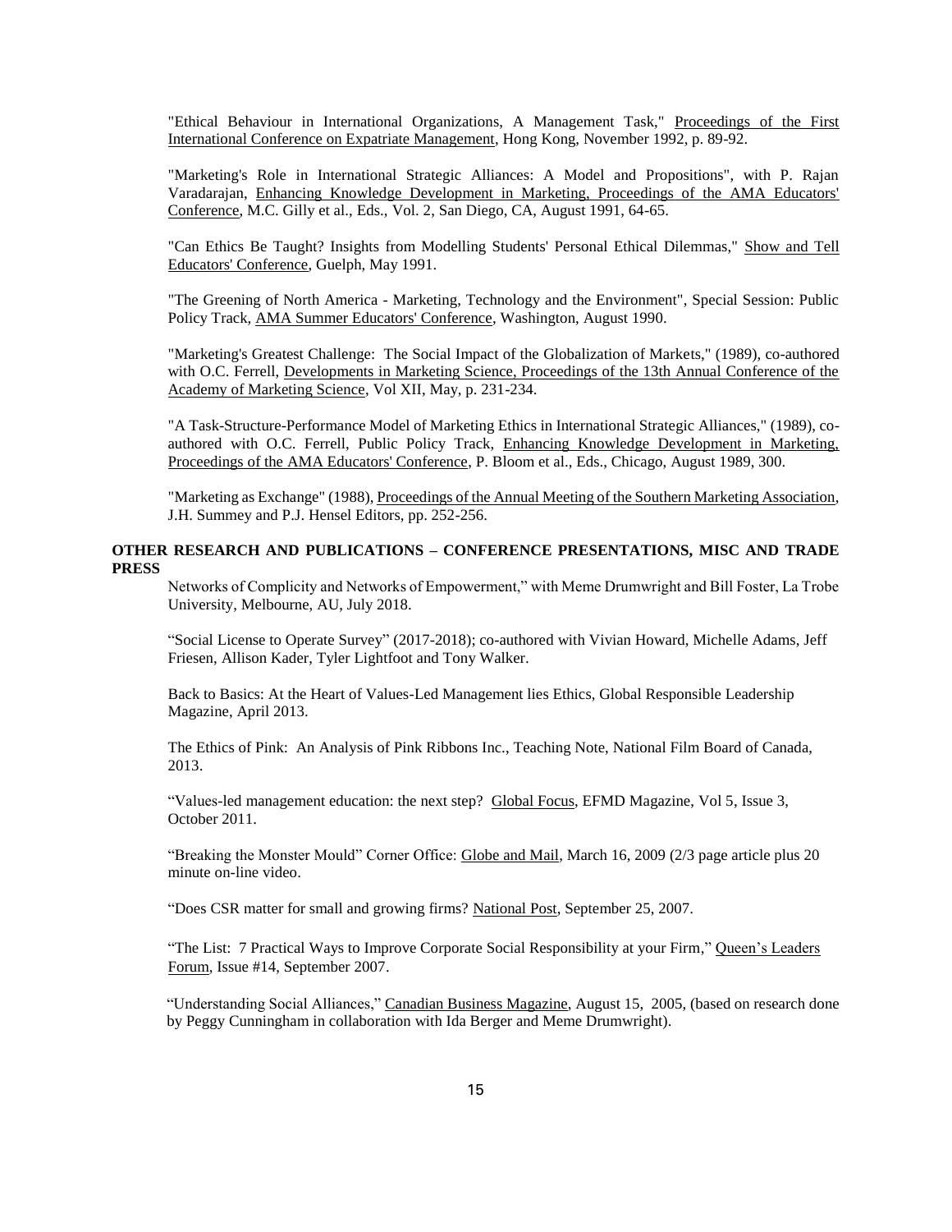"Ethical Behaviour in International Organizations, A Management Task," Proceedings of the First International Conference on Expatriate Management, Hong Kong, November 1992, p. 89-92.

"Marketing's Role in International Strategic Alliances: A Model and Propositions", with P. Rajan Varadarajan, Enhancing Knowledge Development in Marketing, Proceedings of the AMA Educators' Conference, M.C. Gilly et al., Eds., Vol. 2, San Diego, CA, August 1991, 64-65.

"Can Ethics Be Taught? Insights from Modelling Students' Personal Ethical Dilemmas," Show and Tell Educators' Conference, Guelph, May 1991.

"The Greening of North America - Marketing, Technology and the Environment", Special Session: Public Policy Track, AMA Summer Educators' Conference, Washington, August 1990.

"Marketing's Greatest Challenge: The Social Impact of the Globalization of Markets," (1989), co-authored with O.C. Ferrell, Developments in Marketing Science, Proceedings of the 13th Annual Conference of the Academy of Marketing Science, Vol XII, May, p. 231-234.

"A Task-Structure-Performance Model of Marketing Ethics in International Strategic Alliances," (1989), co-authored with O.C. Ferrell, Public Policy Track, Enhancing Knowledge Development in Marketing, Proceedings of the AMA Educators' Conference, P. Bloom et al., Eds., Chicago, August 1989, 300.

"Marketing as Exchange" (1988), Proceedings of the Annual Meeting of the Southern Marketing Association, J.H. Summey and P.J. Hensel Editors, pp. 252-256.

**OTHER RESEARCH AND PUBLICATIONS – CONFERENCE PRESENTATIONS, MISC AND TRADE PRESS**

Networks of Complicity and Networks of Empowerment," with Meme Drumwright and Bill Foster, La Trobe University, Melbourne, AU, July 2018.

"Social License to Operate Survey" (2017-2018); co-authored with Vivian Howard, Michelle Adams, Jeff Friesen, Allison Kader, Tyler Lightfoot and Tony Walker.

Back to Basics: At the Heart of Values-Led Management lies Ethics, Global Responsible Leadership Magazine, April 2013.

The Ethics of Pink: An Analysis of Pink Ribbons Inc., Teaching Note, National Film Board of Canada, 2013.

"Values-led management education: the next step? Global Focus, EFMD Magazine, Vol 5, Issue 3, October 2011.

"Breaking the Monster Mould" Corner Office: Globe and Mail, March 16, 2009 (2/3 page article plus 20 minute on-line video.

"Does CSR matter for small and growing firms? National Post, September 25, 2007.

"The List: 7 Practical Ways to Improve Corporate Social Responsibility at your Firm," Queen's Leaders Forum, Issue #14, September 2007.

"Understanding Social Alliances," Canadian Business Magazine, August 15, 2005, (based on research done by Peggy Cunningham in collaboration with Ida Berger and Meme Drumwright).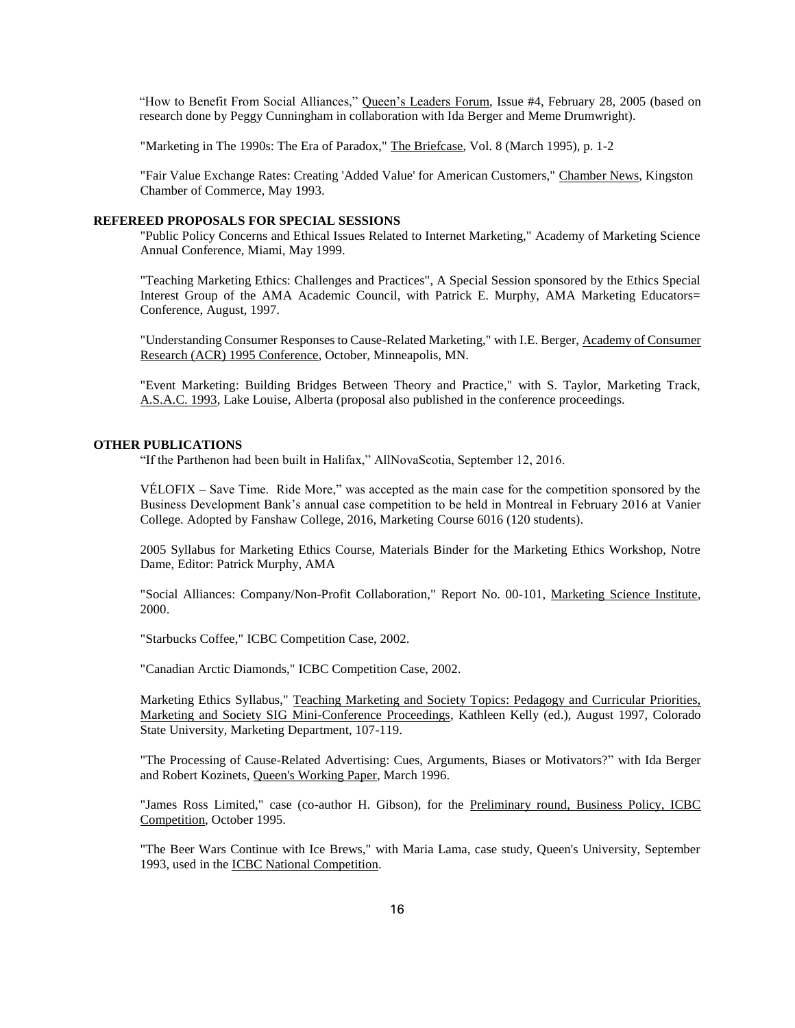"How to Benefit From Social Alliances," Queen's Leaders Forum, Issue #4, February 28, 2005 (based on research done by Peggy Cunningham in collaboration with Ida Berger and Meme Drumwright).

"Marketing in The 1990s: The Era of Paradox," The Briefcase, Vol. 8 (March 1995), p. 1-2

"Fair Value Exchange Rates: Creating 'Added Value' for American Customers," Chamber News, Kingston Chamber of Commerce, May 1993.

**REFEREED PROPOSALS FOR SPECIAL SESSIONS**

"Public Policy Concerns and Ethical Issues Related to Internet Marketing," Academy of Marketing Science Annual Conference, Miami, May 1999.

"Teaching Marketing Ethics: Challenges and Practices", A Special Session sponsored by the Ethics Special Interest Group of the AMA Academic Council, with Patrick E. Murphy, AMA Marketing Educators= Conference, August, 1997.

"Understanding Consumer Responses to Cause-Related Marketing," with I.E. Berger, Academy of Consumer Research (ACR) 1995 Conference, October, Minneapolis, MN.

"Event Marketing: Building Bridges Between Theory and Practice," with S. Taylor, Marketing Track, A.S.A.C. 1993, Lake Louise, Alberta (proposal also published in the conference proceedings.

**OTHER PUBLICATIONS**

"If the Parthenon had been built in Halifax," AllNovaScotia, September 12, 2016.

VÉLOFIX – Save Time. Ride More," was accepted as the main case for the competition sponsored by the Business Development Bank's annual case competition to be held in Montreal in February 2016 at Vanier College. Adopted by Fanshaw College, 2016, Marketing Course 6016 (120 students).

2005 Syllabus for Marketing Ethics Course, Materials Binder for the Marketing Ethics Workshop, Notre Dame, Editor: Patrick Murphy, AMA

"Social Alliances: Company/Non-Profit Collaboration," Report No. 00-101, Marketing Science Institute, 2000.

"Starbucks Coffee," ICBC Competition Case, 2002.

"Canadian Arctic Diamonds," ICBC Competition Case, 2002.

Marketing Ethics Syllabus," Teaching Marketing and Society Topics: Pedagogy and Curricular Priorities, Marketing and Society SIG Mini-Conference Proceedings, Kathleen Kelly (ed.), August 1997, Colorado State University, Marketing Department, 107-119.

"The Processing of Cause-Related Advertising: Cues, Arguments, Biases or Motivators?" with Ida Berger and Robert Kozinets, Queen's Working Paper, March 1996.

"James Ross Limited," case (co-author H. Gibson), for the Preliminary round, Business Policy, ICBC Competition, October 1995.

"The Beer Wars Continue with Ice Brews," with Maria Lama, case study, Queen's University, September 1993, used in the ICBC National Competition.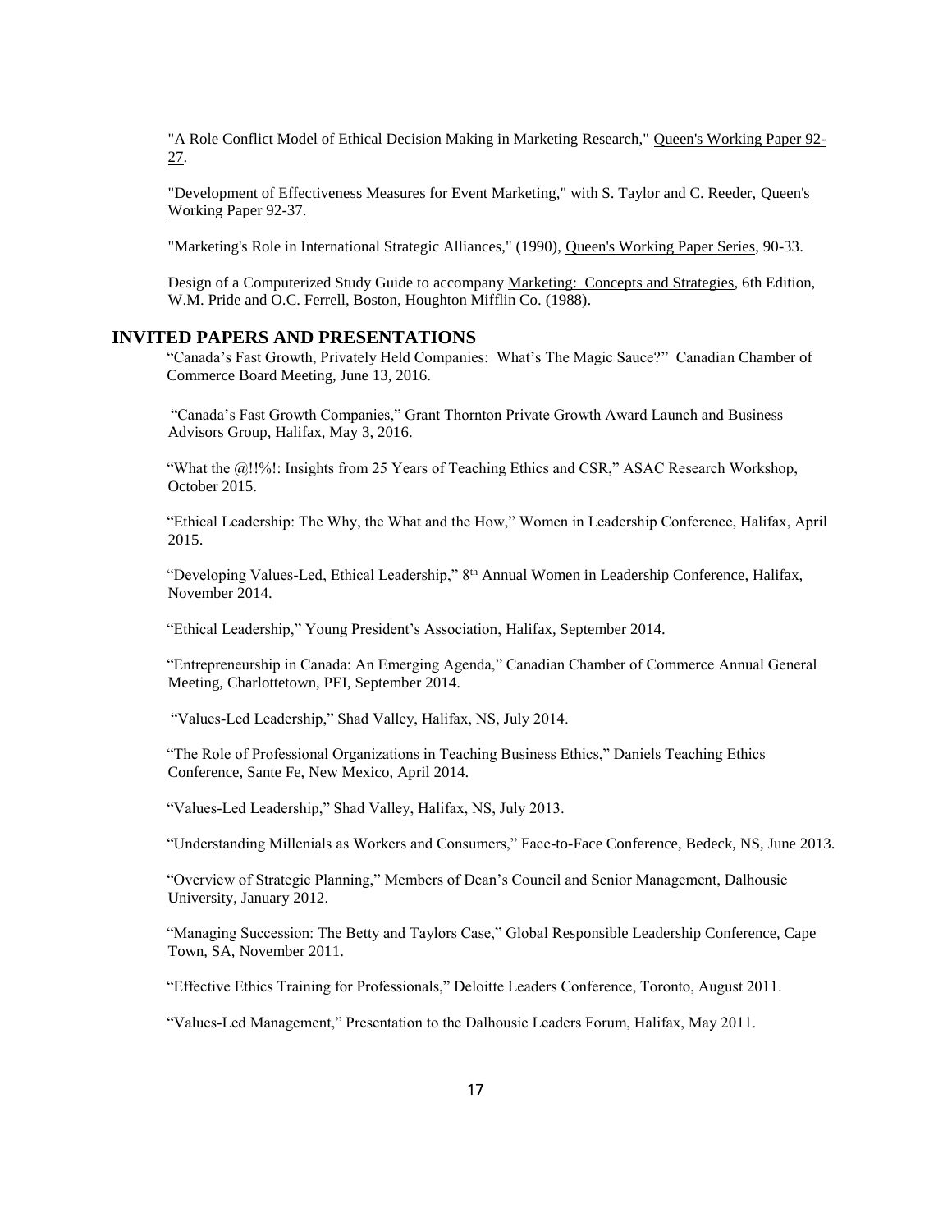"A Role Conflict Model of Ethical Decision Making in Marketing Research," Queen's Working Paper 92-27.

"Development of Effectiveness Measures for Event Marketing," with S. Taylor and C. Reeder, Queen's Working Paper 92-37.

"Marketing's Role in International Strategic Alliances," (1990), Queen's Working Paper Series, 90-33.

Design of a Computerized Study Guide to accompany Marketing: Concepts and Strategies, 6th Edition, W.M. Pride and O.C. Ferrell, Boston, Houghton Mifflin Co. (1988).

## INVITED PAPERS AND PRESENTATIONS

"Canada's Fast Growth, Privately Held Companies: What's The Magic Sauce?" Canadian Chamber of Commerce Board Meeting, June 13, 2016.

"Canada's Fast Growth Companies," Grant Thornton Private Growth Award Launch and Business Advisors Group, Halifax, May 3, 2016.

"What the @!!%!: Insights from 25 Years of Teaching Ethics and CSR," ASAC Research Workshop, October 2015.

"Ethical Leadership: The Why, the What and the How," Women in Leadership Conference, Halifax, April 2015.

"Developing Values-Led, Ethical Leadership," 8th Annual Women in Leadership Conference, Halifax, November 2014.

"Ethical Leadership," Young President's Association, Halifax, September 2014.

"Entrepreneurship in Canada: An Emerging Agenda," Canadian Chamber of Commerce Annual General Meeting, Charlottetown, PEI, September 2014.

"Values-Led Leadership," Shad Valley, Halifax, NS, July 2014.

"The Role of Professional Organizations in Teaching Business Ethics," Daniels Teaching Ethics Conference, Sante Fe, New Mexico, April 2014.

"Values-Led Leadership," Shad Valley, Halifax, NS, July 2013.

"Understanding Millenials as Workers and Consumers," Face-to-Face Conference, Bedeck, NS, June 2013.

"Overview of Strategic Planning," Members of Dean's Council and Senior Management, Dalhousie University, January 2012.

"Managing Succession: The Betty and Taylors Case," Global Responsible Leadership Conference, Cape Town, SA, November 2011.

"Effective Ethics Training for Professionals," Deloitte Leaders Conference, Toronto, August 2011.

"Values-Led Management," Presentation to the Dalhousie Leaders Forum, Halifax, May 2011.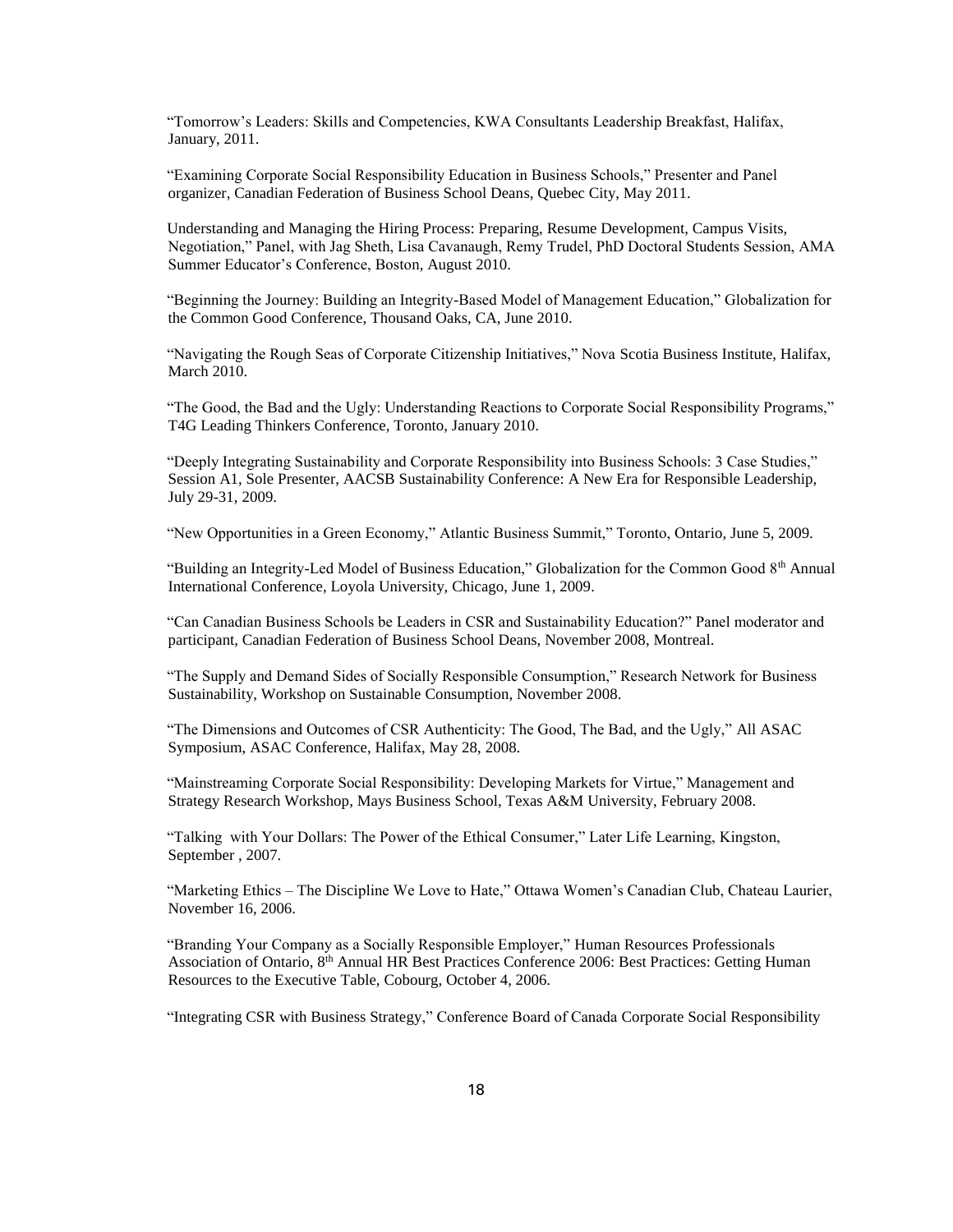“Tomorrow’s Leaders: Skills and Competencies, KWA Consultants Leadership Breakfast, Halifax, January, 2011.

“Examining Corporate Social Responsibility Education in Business Schools,” Presenter and Panel organizer, Canadian Federation of Business School Deans, Quebec City, May 2011.

Understanding and Managing the Hiring Process: Preparing, Resume Development, Campus Visits, Negotiation,” Panel, with Jag Sheth, Lisa Cavanaugh, Remy Trudel, PhD Doctoral Students Session, AMA Summer Educator’s Conference, Boston, August 2010.

“Beginning the Journey: Building an Integrity-Based Model of Management Education,” Globalization for the Common Good Conference, Thousand Oaks, CA, June 2010.

“Navigating the Rough Seas of Corporate Citizenship Initiatives,” Nova Scotia Business Institute, Halifax, March 2010.

“The Good, the Bad and the Ugly: Understanding Reactions to Corporate Social Responsibility Programs,” T4G Leading Thinkers Conference, Toronto, January 2010.

“Deeply Integrating Sustainability and Corporate Responsibility into Business Schools: 3 Case Studies,” Session A1, Sole Presenter, AACSB Sustainability Conference: A New Era for Responsible Leadership, July 29-31, 2009.

“New Opportunities in a Green Economy,” Atlantic Business Summit,” Toronto, Ontario, June 5, 2009.

“Building an Integrity-Led Model of Business Education,” Globalization for the Common Good 8th Annual International Conference, Loyola University, Chicago, June 1, 2009.

“Can Canadian Business Schools be Leaders in CSR and Sustainability Education?” Panel moderator and participant, Canadian Federation of Business School Deans, November 2008, Montreal.

“The Supply and Demand Sides of Socially Responsible Consumption,” Research Network for Business Sustainability, Workshop on Sustainable Consumption, November 2008.

“The Dimensions and Outcomes of CSR Authenticity: The Good, The Bad, and the Ugly,” All ASAC Symposium, ASAC Conference, Halifax, May 28, 2008.

“Mainstreaming Corporate Social Responsibility: Developing Markets for Virtue,” Management and Strategy Research Workshop, Mays Business School, Texas A&M University, February 2008.

“Talking with Your Dollars: The Power of the Ethical Consumer,” Later Life Learning, Kingston, September , 2007.

“Marketing Ethics – The Discipline We Love to Hate,” Ottawa Women’s Canadian Club, Chateau Laurier, November 16, 2006.

“Branding Your Company as a Socially Responsible Employer,” Human Resources Professionals Association of Ontario, 8th Annual HR Best Practices Conference 2006: Best Practices: Getting Human Resources to the Executive Table, Cobourg, October 4, 2006.

“Integrating CSR with Business Strategy,” Conference Board of Canada Corporate Social Responsibility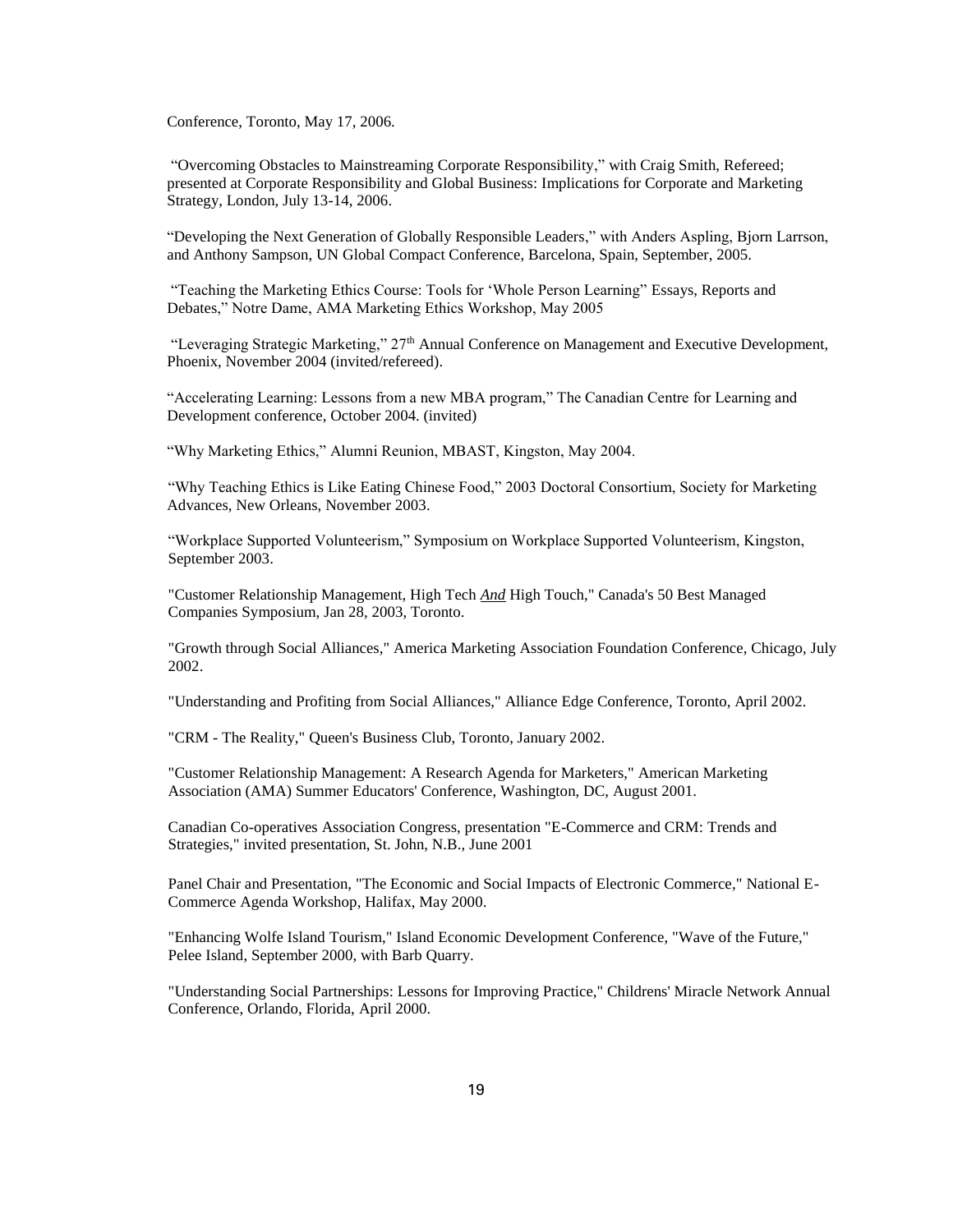Conference, Toronto, May 17, 2006.

"Overcoming Obstacles to Mainstreaming Corporate Responsibility," with Craig Smith, Refereed; presented at Corporate Responsibility and Global Business: Implications for Corporate and Marketing Strategy, London, July 13-14, 2006.

"Developing the Next Generation of Globally Responsible Leaders," with Anders Aspling, Bjorn Larrson, and Anthony Sampson, UN Global Compact Conference, Barcelona, Spain, September, 2005.

"Teaching the Marketing Ethics Course: Tools for 'Whole Person Learning" Essays, Reports and Debates," Notre Dame, AMA Marketing Ethics Workshop, May 2005

"Leveraging Strategic Marketing," 27th Annual Conference on Management and Executive Development, Phoenix, November 2004 (invited/refereed).

"Accelerating Learning: Lessons from a new MBA program," The Canadian Centre for Learning and Development conference, October 2004. (invited)

"Why Marketing Ethics," Alumni Reunion, MBAST, Kingston, May 2004.

"Why Teaching Ethics is Like Eating Chinese Food," 2003 Doctoral Consortium, Society for Marketing Advances, New Orleans, November 2003.

"Workplace Supported Volunteerism," Symposium on Workplace Supported Volunteerism, Kingston, September 2003.

"Customer Relationship Management, High Tech ***And*** High Touch," Canada's 50 Best Managed Companies Symposium, Jan 28, 2003, Toronto.

"Growth through Social Alliances," America Marketing Association Foundation Conference, Chicago, July 2002.

"Understanding and Profiting from Social Alliances," Alliance Edge Conference, Toronto, April 2002.

"CRM - The Reality," Queen's Business Club, Toronto, January 2002.

"Customer Relationship Management: A Research Agenda for Marketers," American Marketing Association (AMA) Summer Educators' Conference, Washington, DC, August 2001.

Canadian Co-operatives Association Congress, presentation "E-Commerce and CRM: Trends and Strategies," invited presentation, St. John, N.B., June 2001

Panel Chair and Presentation, "The Economic and Social Impacts of Electronic Commerce," National E-Commerce Agenda Workshop, Halifax, May 2000.

"Enhancing Wolfe Island Tourism," Island Economic Development Conference, "Wave of the Future," Pelee Island, September 2000, with Barb Quarry.

"Understanding Social Partnerships: Lessons for Improving Practice," Childrens' Miracle Network Annual Conference, Orlando, Florida, April 2000.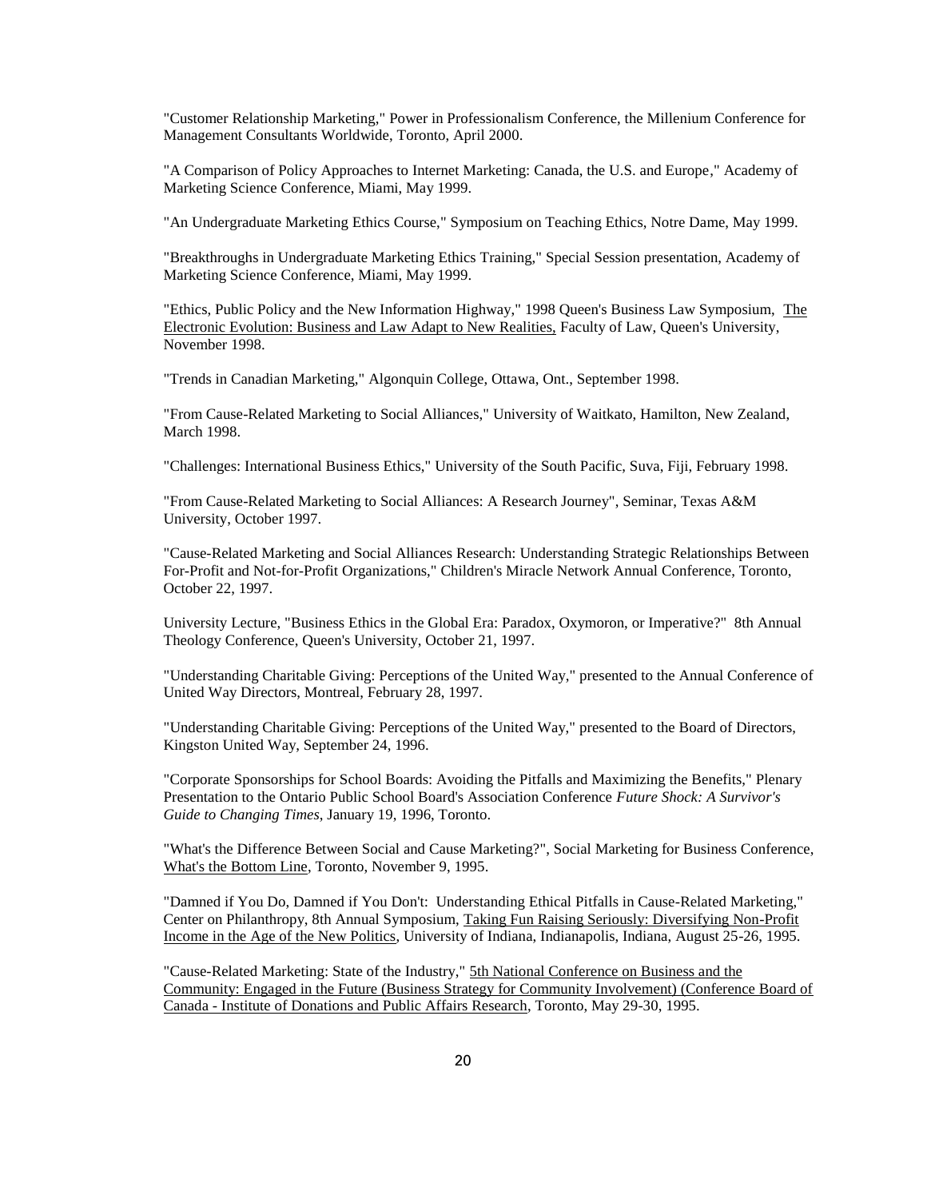"Customer Relationship Marketing," Power in Professionalism Conference, the Millenium Conference for Management Consultants Worldwide, Toronto, April 2000.

"A Comparison of Policy Approaches to Internet Marketing: Canada, the U.S. and Europe," Academy of Marketing Science Conference, Miami, May 1999.

"An Undergraduate Marketing Ethics Course," Symposium on Teaching Ethics, Notre Dame, May 1999.

"Breakthroughs in Undergraduate Marketing Ethics Training," Special Session presentation, Academy of Marketing Science Conference, Miami, May 1999.

"Ethics, Public Policy and the New Information Highway," 1998 Queen's Business Law Symposium, The Electronic Evolution: Business and Law Adapt to New Realities, Faculty of Law, Queen's University, November 1998.

"Trends in Canadian Marketing," Algonquin College, Ottawa, Ont., September 1998.

"From Cause-Related Marketing to Social Alliances," University of Waitkato, Hamilton, New Zealand, March 1998.

"Challenges: International Business Ethics," University of the South Pacific, Suva, Fiji, February 1998.

"From Cause-Related Marketing to Social Alliances: A Research Journey", Seminar, Texas A&M University, October 1997.

"Cause-Related Marketing and Social Alliances Research: Understanding Strategic Relationships Between For-Profit and Not-for-Profit Organizations," Children's Miracle Network Annual Conference, Toronto, October 22, 1997.

University Lecture, "Business Ethics in the Global Era: Paradox, Oxymoron, or Imperative?" 8th Annual Theology Conference, Queen's University, October 21, 1997.

"Understanding Charitable Giving: Perceptions of the United Way," presented to the Annual Conference of United Way Directors, Montreal, February 28, 1997.

"Understanding Charitable Giving: Perceptions of the United Way," presented to the Board of Directors, Kingston United Way, September 24, 1996.

"Corporate Sponsorships for School Boards: Avoiding the Pitfalls and Maximizing the Benefits," Plenary Presentation to the Ontario Public School Board's Association Conference *Future Shock: A Survivor's Guide to Changing Times*, January 19, 1996, Toronto.

"What's the Difference Between Social and Cause Marketing?", Social Marketing for Business Conference, What's the Bottom Line, Toronto, November 9, 1995.

"Damned if You Do, Damned if You Don't: Understanding Ethical Pitfalls in Cause-Related Marketing," Center on Philanthropy, 8th Annual Symposium, Taking Fun Raising Seriously: Diversifying Non-Profit Income in the Age of the New Politics, University of Indiana, Indianapolis, Indiana, August 25-26, 1995.

"Cause-Related Marketing: State of the Industry," 5th National Conference on Business and the Community: Engaged in the Future (Business Strategy for Community Involvement) (Conference Board of Canada - Institute of Donations and Public Affairs Research, Toronto, May 29-30, 1995.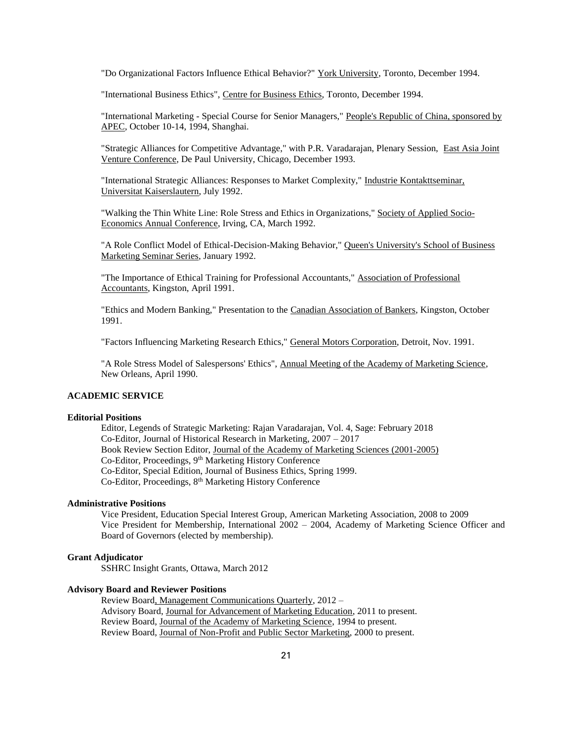"Do Organizational Factors Influence Ethical Behavior?" York University, Toronto, December 1994.

"International Business Ethics", Centre for Business Ethics, Toronto, December 1994.

"International Marketing - Special Course for Senior Managers," People's Republic of China, sponsored by APEC, October 10-14, 1994, Shanghai.

"Strategic Alliances for Competitive Advantage," with P.R. Varadarajan, Plenary Session, East Asia Joint Venture Conference, De Paul University, Chicago, December 1993.

"International Strategic Alliances: Responses to Market Complexity," Industrie Kontakttseminar, Universitat Kaiserslautern, July 1992.

"Walking the Thin White Line: Role Stress and Ethics in Organizations," Society of Applied Socio-Economics Annual Conference, Irving, CA, March 1992.

"A Role Conflict Model of Ethical-Decision-Making Behavior," Queen's University's School of Business Marketing Seminar Series, January 1992.

"The Importance of Ethical Training for Professional Accountants," Association of Professional Accountants, Kingston, April 1991.

"Ethics and Modern Banking," Presentation to the Canadian Association of Bankers, Kingston, October 1991.

"Factors Influencing Marketing Research Ethics," General Motors Corporation, Detroit, Nov. 1991.

"A Role Stress Model of Salespersons' Ethics", Annual Meeting of the Academy of Marketing Science, New Orleans, April 1990.

## ACADEMIC SERVICE

### Editorial Positions

Editor, Legends of Strategic Marketing: Rajan Varadarajan, Vol. 4, Sage: February 2018
Co-Editor, Journal of Historical Research in Marketing, 2007 – 2017
Book Review Section Editor, Journal of the Academy of Marketing Sciences (2001-2005)
Co-Editor, Proceedings, 9th Marketing History Conference
Co-Editor, Special Edition, Journal of Business Ethics, Spring 1999.
Co-Editor, Proceedings, 8th Marketing History Conference

### Administrative Positions

Vice President, Education Special Interest Group, American Marketing Association, 2008 to 2009
Vice President for Membership, International 2002 – 2004, Academy of Marketing Science Officer and Board of Governors (elected by membership).

### Grant Adjudicator

SSHRC Insight Grants, Ottawa, March 2012

### Advisory Board and Reviewer Positions

Review Board, Management Communications Quarterly, 2012 –
Advisory Board, Journal for Advancement of Marketing Education, 2011 to present.
Review Board, Journal of the Academy of Marketing Science, 1994 to present.
Review Board, Journal of Non-Profit and Public Sector Marketing, 2000 to present.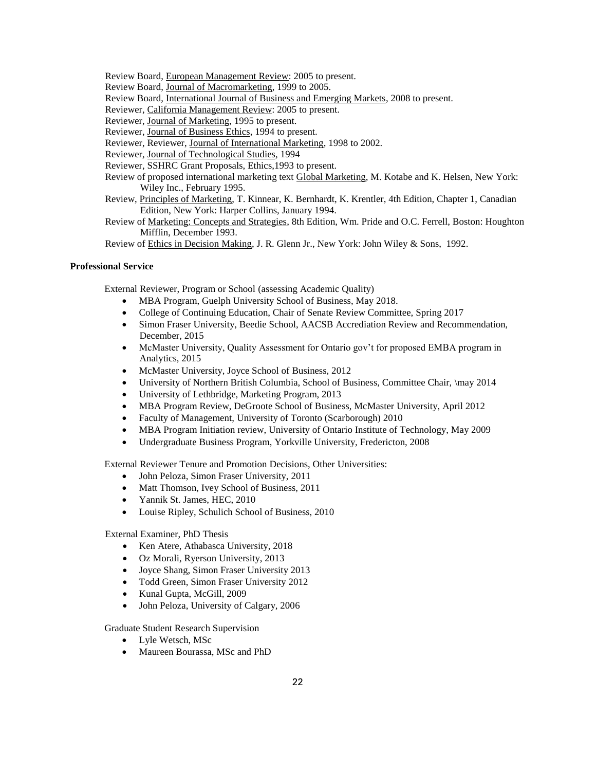Review Board, European Management Review: 2005 to present.
Review Board, Journal of Macromarketing, 1999 to 2005.
Review Board, International Journal of Business and Emerging Markets, 2008 to present.
Reviewer, California Management Review: 2005 to present.
Reviewer, Journal of Marketing, 1995 to present.
Reviewer, Journal of Business Ethics, 1994 to present.
Reviewer, Reviewer, Journal of International Marketing, 1998 to 2002.
Reviewer, Journal of Technological Studies, 1994
Reviewer, SSHRC Grant Proposals, Ethics,1993 to present.
Review of proposed international marketing text Global Marketing, M. Kotabe and K. Helsen, New York: Wiley Inc., February 1995.
Review, Principles of Marketing, T. Kinnear, K. Bernhardt, K. Krentler, 4th Edition, Chapter 1, Canadian Edition, New York: Harper Collins, January 1994.
Review of Marketing: Concepts and Strategies, 8th Edition, Wm. Pride and O.C. Ferrell, Boston: Houghton Mifflin, December 1993.
Review of Ethics in Decision Making, J. R. Glenn Jr., New York: John Wiley & Sons, 1992.

**Professional Service**

External Reviewer, Program or School (assessing Academic Quality)

- MBA Program, Guelph University School of Business, May 2018.
- College of Continuing Education, Chair of Senate Review Committee, Spring 2017
- Simon Fraser University, Beedie School, AACSB Accrediation Review and Recommendation, December, 2015
- McMaster University, Quality Assessment for Ontario gov't for proposed EMBA program in Analytics, 2015
- McMaster University, Joyce School of Business, 2012
- University of Northern British Columbia, School of Business, Committee Chair, \may 2014
- University of Lethbridge, Marketing Program, 2013
- MBA Program Review, DeGroote School of Business, McMaster University, April 2012
- Faculty of Management, University of Toronto (Scarborough) 2010
- MBA Program Initiation review, University of Ontario Institute of Technology, May 2009
- Undergraduate Business Program, Yorkville University, Fredericton, 2008

External Reviewer Tenure and Promotion Decisions, Other Universities:

- John Peloza, Simon Fraser University, 2011
- Matt Thomson, Ivey School of Business, 2011
- Yannik St. James, HEC, 2010
- Louise Ripley, Schulich School of Business, 2010

External Examiner, PhD Thesis

- Ken Atere, Athabasca University, 2018
- Oz Morali, Ryerson University, 2013
- Joyce Shang, Simon Fraser University 2013
- Todd Green, Simon Fraser University 2012
- Kunal Gupta, McGill, 2009
- John Peloza, University of Calgary, 2006

Graduate Student Research Supervision

- Lyle Wetsch, MSc
- Maureen Bourassa, MSc and PhD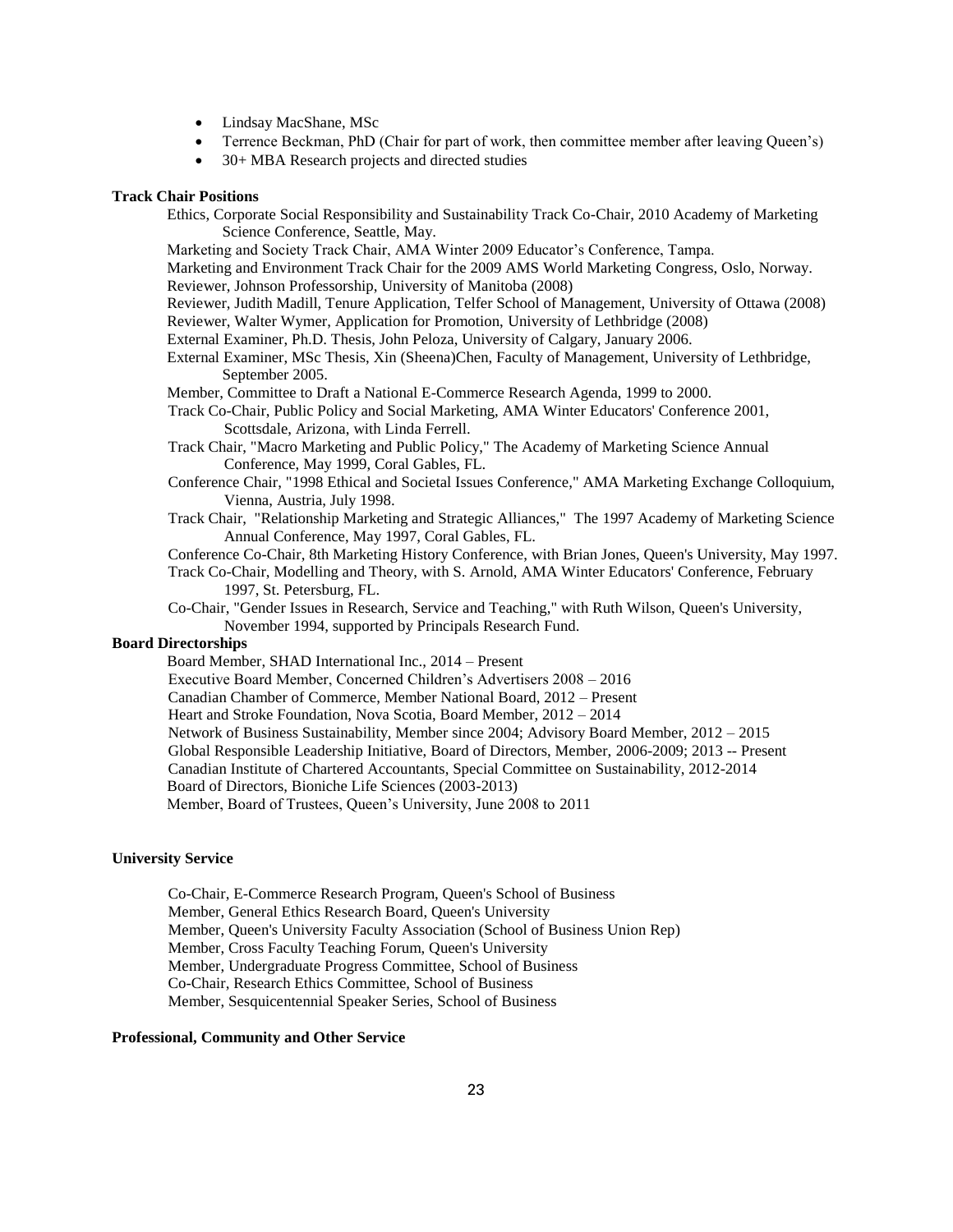- Lindsay MacShane, MSc
- Terrence Beckman, PhD (Chair for part of work, then committee member after leaving Queen's)
- 30+ MBA Research projects and directed studies

**Track Chair Positions**

Ethics, Corporate Social Responsibility and Sustainability Track Co-Chair, 2010 Academy of Marketing Science Conference, Seattle, May.

Marketing and Society Track Chair, AMA Winter 2009 Educator's Conference, Tampa.

Marketing and Environment Track Chair for the 2009 AMS World Marketing Congress, Oslo, Norway.

Reviewer, Johnson Professorship, University of Manitoba (2008)

Reviewer, Judith Madill, Tenure Application, Telfer School of Management, University of Ottawa (2008)

Reviewer, Walter Wymer, Application for Promotion, University of Lethbridge (2008)

External Examiner, Ph.D. Thesis, John Peloza, University of Calgary, January 2006.

External Examiner, MSc Thesis, Xin (Sheena)Chen, Faculty of Management, University of Lethbridge, September 2005.

Member, Committee to Draft a National E-Commerce Research Agenda, 1999 to 2000.

Track Co-Chair, Public Policy and Social Marketing, AMA Winter Educators' Conference 2001, Scottsdale, Arizona, with Linda Ferrell.

Track Chair, "Macro Marketing and Public Policy," The Academy of Marketing Science Annual Conference, May 1999, Coral Gables, FL.

Conference Chair, "1998 Ethical and Societal Issues Conference," AMA Marketing Exchange Colloquium, Vienna, Austria, July 1998.

Track Chair, "Relationship Marketing and Strategic Alliances," The 1997 Academy of Marketing Science Annual Conference, May 1997, Coral Gables, FL.

Conference Co-Chair, 8th Marketing History Conference, with Brian Jones, Queen's University, May 1997.

Track Co-Chair, Modelling and Theory, with S. Arnold, AMA Winter Educators' Conference, February 1997, St. Petersburg, FL.

Co-Chair, "Gender Issues in Research, Service and Teaching," with Ruth Wilson, Queen's University, November 1994, supported by Principals Research Fund.

**Board Directorships**

Board Member, SHAD International Inc., 2014 – Present

Executive Board Member, Concerned Children's Advertisers 2008 – 2016

Canadian Chamber of Commerce, Member National Board, 2012 – Present

Heart and Stroke Foundation, Nova Scotia, Board Member, 2012 – 2014

Network of Business Sustainability, Member since 2004; Advisory Board Member, 2012 – 2015

Global Responsible Leadership Initiative, Board of Directors, Member, 2006-2009; 2013 -- Present

Canadian Institute of Chartered Accountants, Special Committee on Sustainability, 2012-2014

Board of Directors, Bioniche Life Sciences (2003-2013)

Member, Board of Trustees, Queen's University, June 2008 to 2011

**University Service**

Co-Chair, E-Commerce Research Program, Queen's School of Business

Member, General Ethics Research Board, Queen's University

Member, Queen's University Faculty Association (School of Business Union Rep)

Member, Cross Faculty Teaching Forum, Queen's University

Member, Undergraduate Progress Committee, School of Business

Co-Chair, Research Ethics Committee, School of Business

Member, Sesquicentennial Speaker Series, School of Business

**Professional, Community and Other Service**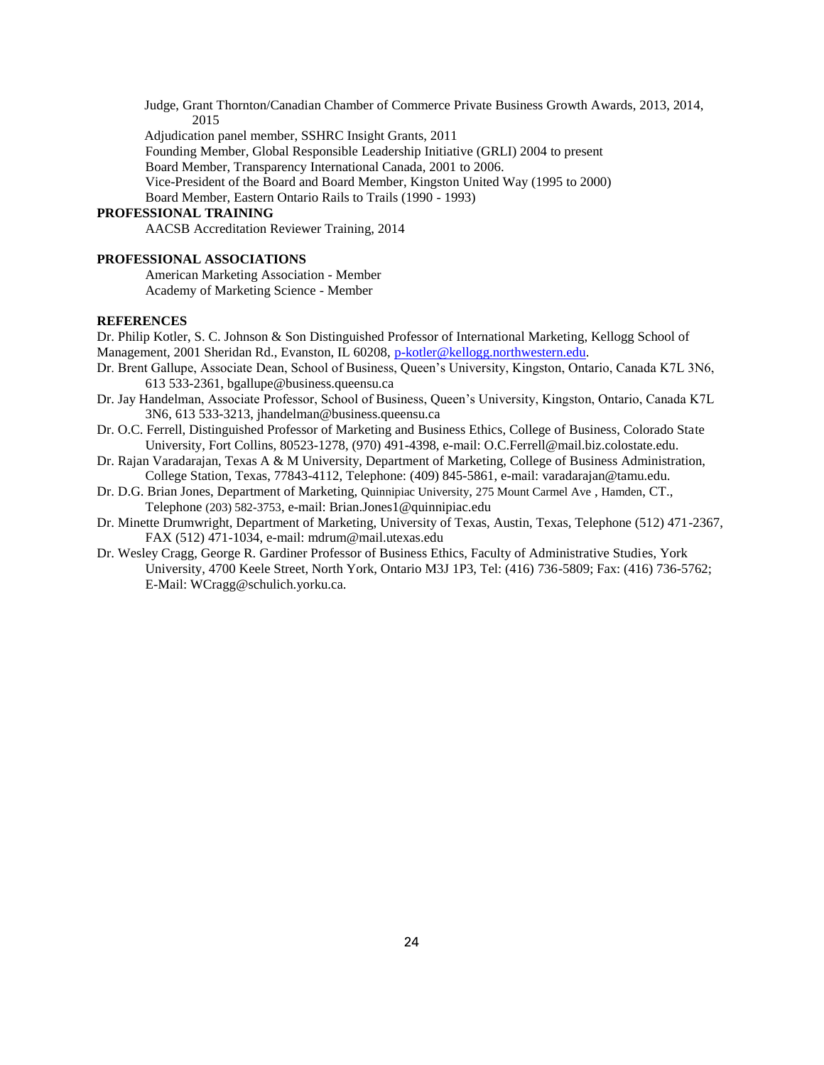Judge, Grant Thornton/Canadian Chamber of Commerce Private Business Growth Awards, 2013, 2014, 2015

Adjudication panel member, SSHRC Insight Grants, 2011

Founding Member, Global Responsible Leadership Initiative (GRLI) 2004 to present

Board Member, Transparency International Canada, 2001 to 2006.

Vice-President of the Board and Board Member, Kingston United Way (1995 to 2000)

Board Member, Eastern Ontario Rails to Trails (1990 - 1993)

**PROFESSIONAL TRAINING**

AACSB Accreditation Reviewer Training, 2014

**PROFESSIONAL ASSOCIATIONS**

American Marketing Association - Member

Academy of Marketing Science - Member

**REFERENCES**

Dr. Philip Kotler, S. C. Johnson & Son Distinguished Professor of International Marketing, Kellogg School of Management, 2001 Sheridan Rd., Evanston, IL 60208, p-kotler@kellogg.northwestern.edu.

Dr. Brent Gallupe, Associate Dean, School of Business, Queen's University, Kingston, Ontario, Canada K7L 3N6, 613 533-2361, bgallupe@business.queensu.ca

Dr. Jay Handelman, Associate Professor, School of Business, Queen's University, Kingston, Ontario, Canada K7L 3N6, 613 533-3213, jhandelman@business.queensu.ca

Dr. O.C. Ferrell, Distinguished Professor of Marketing and Business Ethics, College of Business, Colorado State University, Fort Collins, 80523-1278, (970) 491-4398, e-mail: O.C.Ferrell@mail.biz.colostate.edu.

Dr. Rajan Varadarajan, Texas A & M University, Department of Marketing, College of Business Administration, College Station, Texas, 77843-4112, Telephone: (409) 845-5861, e-mail: varadarajan@tamu.edu.

Dr. D.G. Brian Jones, Department of Marketing, Quinnipiac University, 275 Mount Carmel Ave , Hamden, CT., Telephone (203) 582-3753, e-mail: Brian.Jones1@quinnipiac.edu

Dr. Minette Drumwright, Department of Marketing, University of Texas, Austin, Texas, Telephone (512) 471-2367, FAX (512) 471-1034, e-mail: mdrum@mail.utexas.edu

Dr. Wesley Cragg, George R. Gardiner Professor of Business Ethics, Faculty of Administrative Studies, York University, 4700 Keele Street, North York, Ontario M3J 1P3, Tel: (416) 736-5809; Fax: (416) 736-5762; E-Mail: WCragg@schulich.yorku.ca.